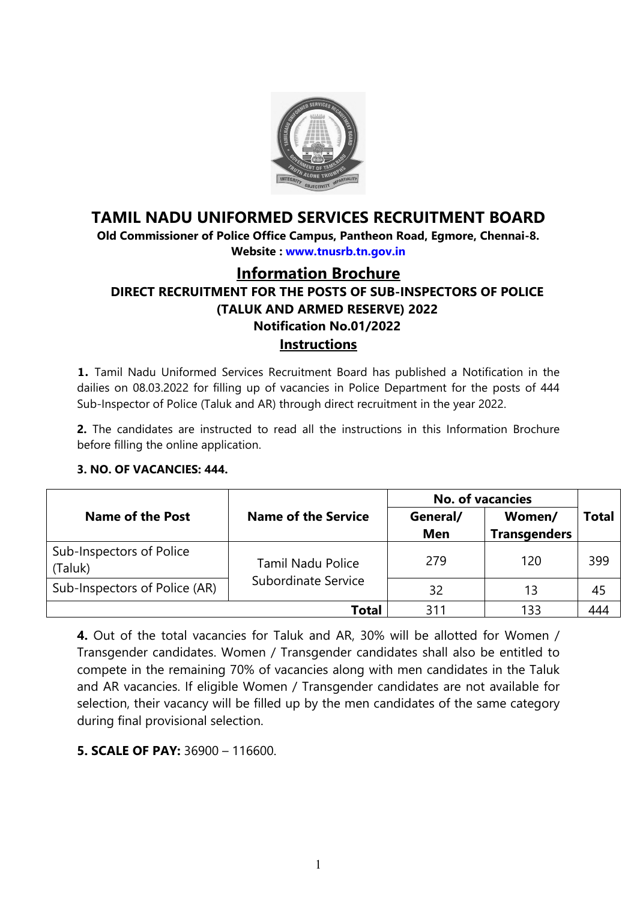# TAMIL NADU UNIFORMED SERVICES RECRUITMENT BOARD

**Old Commissioner of Police Office Campus, Pantheon Road, Egmore, Chennai-8.**

**Website : www.tnusrb.tn.gov.in**

## Information Brochure

### DIRECT RECRUITMENT FOR THE POSTS OF SUB-INSPECTORS OF POLICE (TALUK AND ARMED RESERVE) 2022

### Notification No.01/2022

### Instructions

**1.** Tamil Nadu Uniformed Services Recruitment Board has published a Notification in the dailies on 08.03.2022 for filling up of vacancies in Police Department for the posts of 444 Sub-Inspector of Police (Taluk and AR) through direct recruitment in the year 2022.

**2.** The candidates are instructed to read all the instructions in this Information Brochure before filling the online application.

**3. NO. OF VACANCIES: 444.**

| Name of the Post | Name of the Service | No. of vacancies | | Total |
|---|---|---|---|---|
| | | General/ Men | Women/ Transgenders | |
| Sub-Inspectors of Police (Taluk) | Tamil Nadu Police Subordinate Service | 279 | 120 | 399 |
| Sub-Inspectors of Police (AR) | | 32 | 13 | 45 |
| | **Total** | 311 | 133 | 444 |

**4.** Out of the total vacancies for Taluk and AR, 30% will be allotted for Women / Transgender candidates. Women / Transgender candidates shall also be entitled to compete in the remaining 70% of vacancies along with men candidates in the Taluk and AR vacancies. If eligible Women / Transgender candidates are not available for selection, their vacancy will be filled up by the men candidates of the same category during final provisional selection.

**5. SCALE OF PAY:** 36900 – 116600.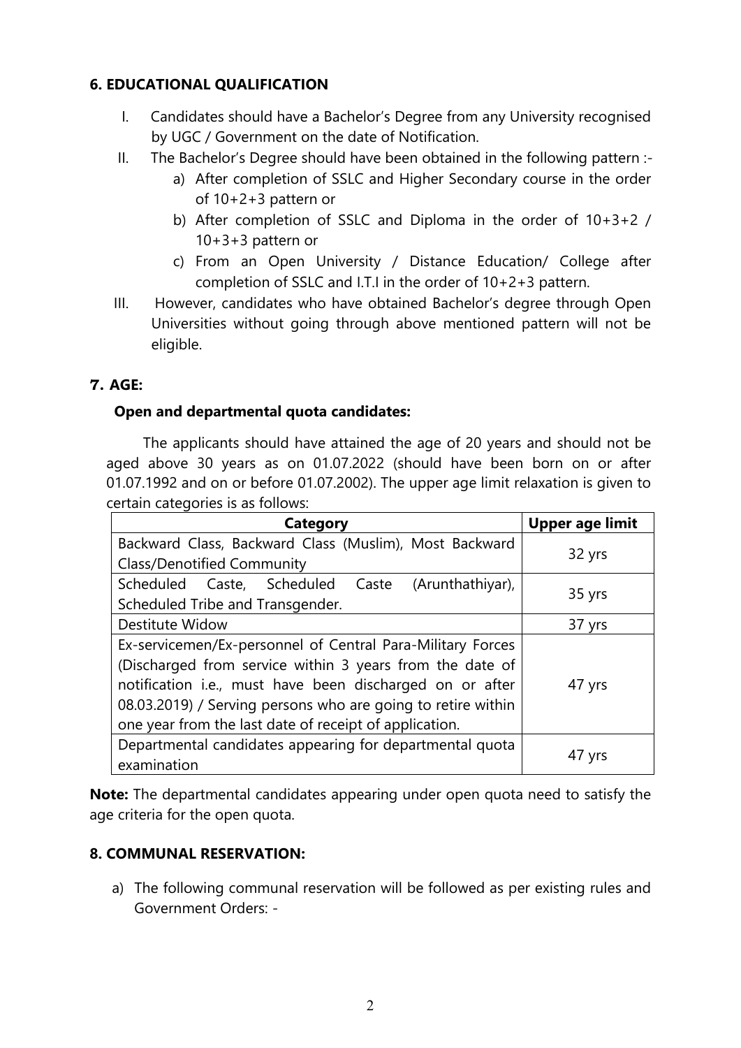## 6. EDUCATIONAL QUALIFICATION

I. Candidates should have a Bachelor's Degree from any University recognised by UGC / Government on the date of Notification.

II. The Bachelor's Degree should have been obtained in the following pattern :-
   a) After completion of SSLC and Higher Secondary course in the order of 10+2+3 pattern or
   b) After completion of SSLC and Diploma in the order of 10+3+2 / 10+3+3 pattern or
   c) From an Open University / Distance Education/ College after completion of SSLC and I.T.I in the order of 10+2+3 pattern.

III. However, candidates who have obtained Bachelor's degree through Open Universities without going through above mentioned pattern will not be eligible.

## 7. AGE:

### Open and departmental quota candidates:

The applicants should have attained the age of 20 years and should not be aged above 30 years as on 01.07.2022 (should have been born on or after 01.07.1992 and on or before 01.07.2002). The upper age limit relaxation is given to certain categories is as follows:

| Category | Upper age limit |
|---|---|
| Backward Class, Backward Class (Muslim), Most Backward Class/Denotified Community | 32 yrs |
| Scheduled Caste, Scheduled Caste (Arunthathiyar), Scheduled Tribe and Transgender. | 35 yrs |
| Destitute Widow | 37 yrs |
| Ex-servicemen/Ex-personnel of Central Para-Military Forces (Discharged from service within 3 years from the date of notification i.e., must have been discharged on or after 08.03.2019) / Serving persons who are going to retire within one year from the last date of receipt of application. | 47 yrs |
| Departmental candidates appearing for departmental quota examination | 47 yrs |

**Note:** The departmental candidates appearing under open quota need to satisfy the age criteria for the open quota.

## 8. COMMUNAL RESERVATION:

a) The following communal reservation will be followed as per existing rules and Government Orders: -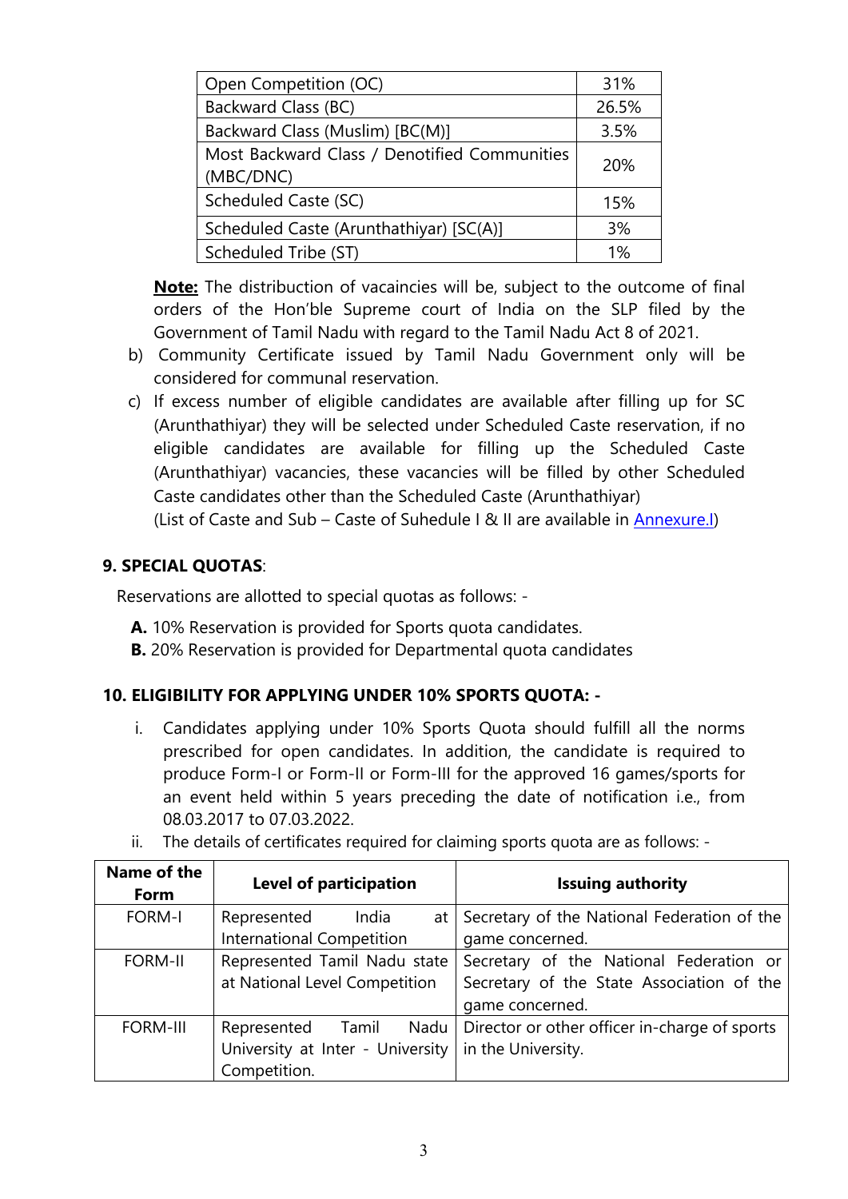| Open Competition (OC) | 31% |
|---|---|
| Backward Class (BC) | 26.5% |
| Backward Class (Muslim) [BC(M)] | 3.5% |
| Most Backward Class / Denotified Communities (MBC/DNC) | 20% |
| Scheduled Caste (SC) | 15% |
| Scheduled Caste (Arunthathiyar) [SC(A)] | 3% |
| Scheduled Tribe (ST) | 1% |

**Note:** The distribuction of vacaincies will be, subject to the outcome of final orders of the Hon'ble Supreme court of India on the SLP filed by the Government of Tamil Nadu with regard to the Tamil Nadu Act 8 of 2021.

b) Community Certificate issued by Tamil Nadu Government only will be considered for communal reservation.

c) If excess number of eligible candidates are available after filling up for SC (Arunthathiyar) they will be selected under Scheduled Caste reservation, if no eligible candidates are available for filling up the Scheduled Caste (Arunthathiyar) vacancies, these vacancies will be filled by other Scheduled Caste candidates other than the Scheduled Caste (Arunthathiyar)
(List of Caste and Sub – Caste of Suhedule I & II are available in Annexure.I)

### 9. SPECIAL QUOTAS:

Reservations are allotted to special quotas as follows: -

**A.** 10% Reservation is provided for Sports quota candidates.
**B.** 20% Reservation is provided for Departmental quota candidates

### 10. ELIGIBILITY FOR APPLYING UNDER 10% SPORTS QUOTA: -

i. Candidates applying under 10% Sports Quota should fulfill all the norms prescribed for open candidates. In addition, the candidate is required to produce Form-I or Form-II or Form-III for the approved 16 games/sports for an event held within 5 years preceding the date of notification i.e., from 08.03.2017 to 07.03.2022.

ii. The details of certificates required for claiming sports quota are as follows: -

| Name of the Form | Level of participation | Issuing authority |
|---|---|---|
| FORM-I | Represented India at International Competition | Secretary of the National Federation of the game concerned. |
| FORM-II | Represented Tamil Nadu state at National Level Competition | Secretary of the National Federation or Secretary of the State Association of the game concerned. |
| FORM-III | Represented Tamil Nadu University at Inter - University Competition. | Director or other officer in-charge of sports in the University. |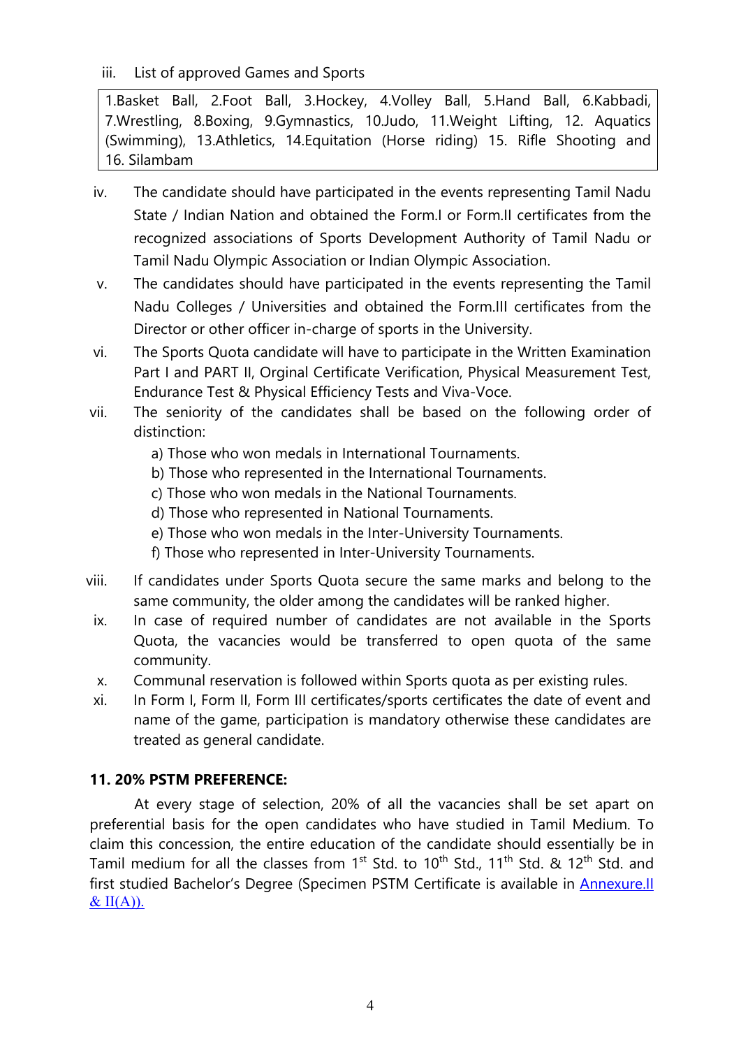iii. List of approved Games and Sports

| 1.Basket Ball, 2.Foot Ball, 3.Hockey, 4.Volley Ball, 5.Hand Ball, 6.Kabbadi, 7.Wrestling, 8.Boxing, 9.Gymnastics, 10.Judo, 11.Weight Lifting, 12. Aquatics (Swimming), 13.Athletics, 14.Equitation (Horse riding) 15. Rifle Shooting and 16. Silambam |
|---|

iv. The candidate should have participated in the events representing Tamil Nadu State / Indian Nation and obtained the Form.I or Form.II certificates from the recognized associations of Sports Development Authority of Tamil Nadu or Tamil Nadu Olympic Association or Indian Olympic Association.

v. The candidates should have participated in the events representing the Tamil Nadu Colleges / Universities and obtained the Form.III certificates from the Director or other officer in-charge of sports in the University.

vi. The Sports Quota candidate will have to participate in the Written Examination Part I and PART II, Orginal Certificate Verification, Physical Measurement Test, Endurance Test & Physical Efficiency Tests and Viva-Voce.

vii. The seniority of the candidates shall be based on the following order of distinction:

   a) Those who won medals in International Tournaments.
   b) Those who represented in the International Tournaments.
   c) Those who won medals in the National Tournaments.
   d) Those who represented in National Tournaments.
   e) Those who won medals in the Inter-University Tournaments.
   f) Those who represented in Inter-University Tournaments.

viii. If candidates under Sports Quota secure the same marks and belong to the same community, the older among the candidates will be ranked higher.

ix. In case of required number of candidates are not available in the Sports Quota, the vacancies would be transferred to open quota of the same community.

x. Communal reservation is followed within Sports quota as per existing rules.

xi. In Form I, Form II, Form III certificates/sports certificates the date of event and name of the game, participation is mandatory otherwise these candidates are treated as general candidate.

**11. 20% PSTM PREFERENCE:**

At every stage of selection, 20% of all the vacancies shall be set apart on preferential basis for the open candidates who have studied in Tamil Medium. To claim this concession, the entire education of the candidate should essentially be in Tamil medium for all the classes from 1st Std. to 10th Std., 11th Std. & 12th Std. and first studied Bachelor's Degree (Specimen PSTM Certificate is available in Annexure.II & II(A)).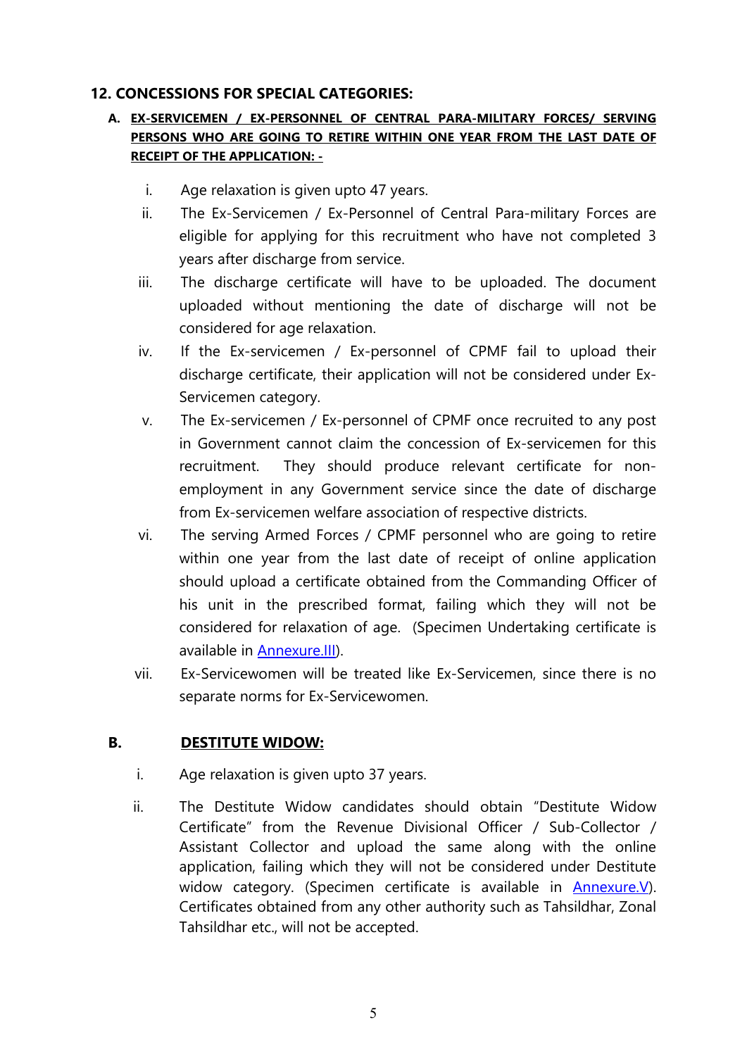## 12. CONCESSIONS FOR SPECIAL CATEGORIES:

### A. EX-SERVICEMEN / EX-PERSONNEL OF CENTRAL PARA-MILITARY FORCES/ SERVING PERSONS WHO ARE GOING TO RETIRE WITHIN ONE YEAR FROM THE LAST DATE OF RECEIPT OF THE APPLICATION: -

i. Age relaxation is given upto 47 years.

ii. The Ex-Servicemen / Ex-Personnel of Central Para-military Forces are eligible for applying for this recruitment who have not completed 3 years after discharge from service.

iii. The discharge certificate will have to be uploaded. The document uploaded without mentioning the date of discharge will not be considered for age relaxation.

iv. If the Ex-servicemen / Ex-personnel of CPMF fail to upload their discharge certificate, their application will not be considered under Ex-Servicemen category.

v. The Ex-servicemen / Ex-personnel of CPMF once recruited to any post in Government cannot claim the concession of Ex-servicemen for this recruitment. They should produce relevant certificate for non-employment in any Government service since the date of discharge from Ex-servicemen welfare association of respective districts.

vi. The serving Armed Forces / CPMF personnel who are going to retire within one year from the last date of receipt of online application should upload a certificate obtained from the Commanding Officer of his unit in the prescribed format, failing which they will not be considered for relaxation of age. (Specimen Undertaking certificate is available in Annexure.III).

vii. Ex-Servicewomen will be treated like Ex-Servicemen, since there is no separate norms for Ex-Servicewomen.

### B. DESTITUTE WIDOW:

i. Age relaxation is given upto 37 years.

ii. The Destitute Widow candidates should obtain "Destitute Widow Certificate" from the Revenue Divisional Officer / Sub-Collector / Assistant Collector and upload the same along with the online application, failing which they will not be considered under Destitute widow category. (Specimen certificate is available in Annexure.V). Certificates obtained from any other authority such as Tahsildhar, Zonal Tahsildhar etc., will not be accepted.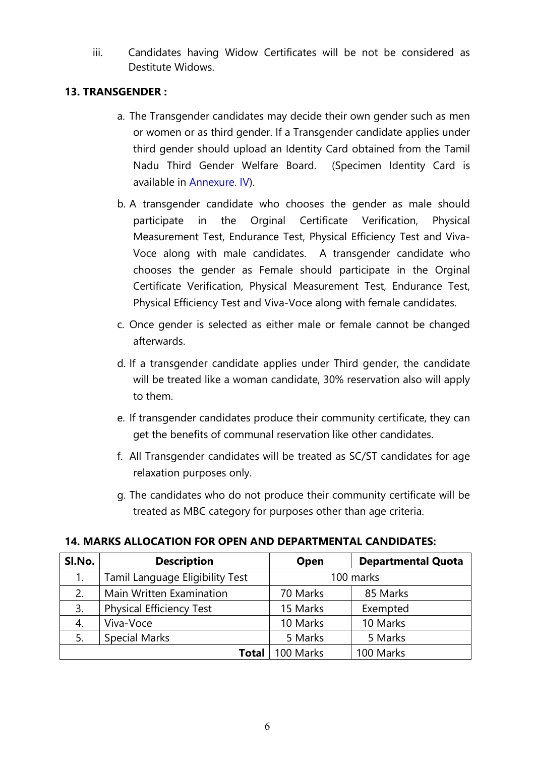iii. Candidates having Widow Certificates will be not be considered as Destitute Widows.

**13. TRANSGENDER :**

a. The Transgender candidates may decide their own gender such as men or women or as third gender. If a Transgender candidate applies under third gender should upload an Identity Card obtained from the Tamil Nadu Third Gender Welfare Board. (Specimen Identity Card is available in Annexure. IV).

b. A transgender candidate who chooses the gender as male should participate in the Orginal Certificate Verification, Physical Measurement Test, Endurance Test, Physical Efficiency Test and Viva-Voce along with male candidates. A transgender candidate who chooses the gender as Female should participate in the Orginal Certificate Verification, Physical Measurement Test, Endurance Test, Physical Efficiency Test and Viva-Voce along with female candidates.

c. Once gender is selected as either male or female cannot be changed afterwards.

d. If a transgender candidate applies under Third gender, the candidate will be treated like a woman candidate, 30% reservation also will apply to them.

e. If transgender candidates produce their community certificate, they can get the benefits of communal reservation like other candidates.

f. All Transgender candidates will be treated as SC/ST candidates for age relaxation purposes only.

g. The candidates who do not produce their community certificate will be treated as MBC category for purposes other than age criteria.

**14. MARKS ALLOCATION FOR OPEN AND DEPARTMENTAL CANDIDATES:**

| Sl.No. | Description | Open | Departmental Quota |
|---|---|---|---|
| 1. | Tamil Language Eligibility Test | 100 marks | |
| 2. | Main Written Examination | 70 Marks | 85 Marks |
| 3. | Physical Efficiency Test | 15 Marks | Exempted |
| 4. | Viva-Voce | 10 Marks | 10 Marks |
| 5. | Special Marks | 5 Marks | 5 Marks |
| | **Total** | 100 Marks | 100 Marks |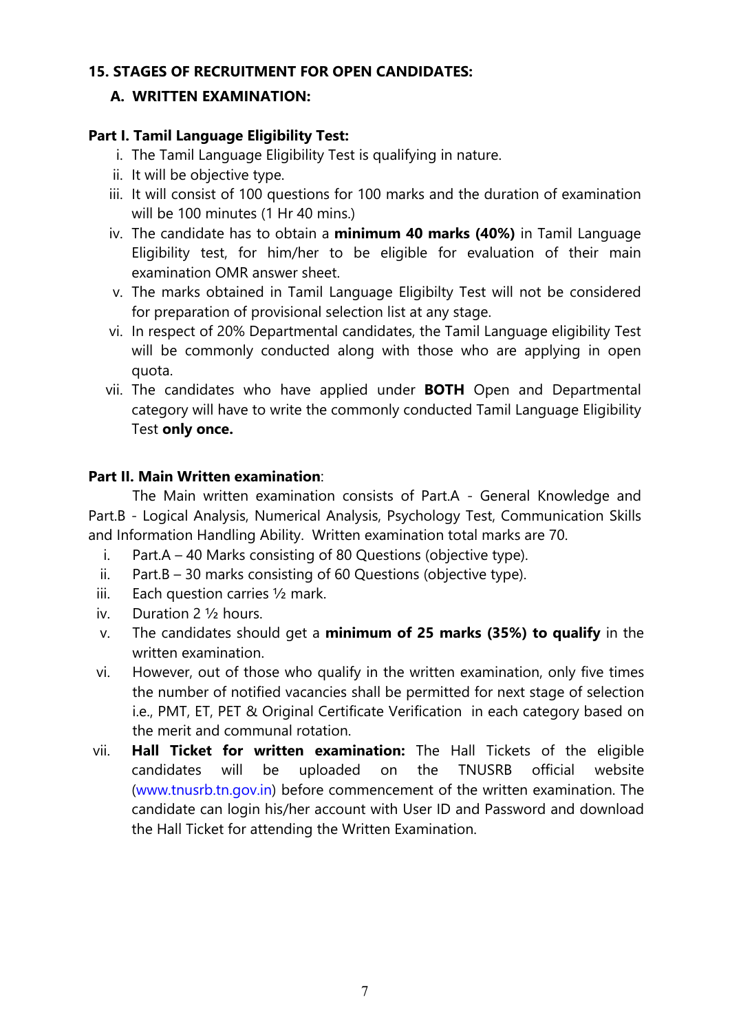## 15. STAGES OF RECRUITMENT FOR OPEN CANDIDATES:

### A. WRITTEN EXAMINATION:

**Part I. Tamil Language Eligibility Test:**

- i. The Tamil Language Eligibility Test is qualifying in nature.
- ii. It will be objective type.
- iii. It will consist of 100 questions for 100 marks and the duration of examination will be 100 minutes (1 Hr 40 mins.)
- iv. The candidate has to obtain a **minimum 40 marks (40%)** in Tamil Language Eligibility test, for him/her to be eligible for evaluation of their main examination OMR answer sheet.
- v. The marks obtained in Tamil Language Eligibilty Test will not be considered for preparation of provisional selection list at any stage.
- vi. In respect of 20% Departmental candidates, the Tamil Language eligibility Test will be commonly conducted along with those who are applying in open quota.
- vii. The candidates who have applied under **BOTH** Open and Departmental category will have to write the commonly conducted Tamil Language Eligibility Test **only once.**

**Part II. Main Written examination**:

The Main written examination consists of Part.A - General Knowledge and Part.B - Logical Analysis, Numerical Analysis, Psychology Test, Communication Skills and Information Handling Ability. Written examination total marks are 70.

- i. Part.A – 40 Marks consisting of 80 Questions (objective type).
- ii. Part.B – 30 marks consisting of 60 Questions (objective type).
- iii. Each question carries ½ mark.
- iv. Duration 2 ½ hours.
- v. The candidates should get a **minimum of 25 marks (35%) to qualify** in the written examination.
- vi. However, out of those who qualify in the written examination, only five times the number of notified vacancies shall be permitted for next stage of selection i.e., PMT, ET, PET & Original Certificate Verification in each category based on the merit and communal rotation.
- vii. **Hall Ticket for written examination:** The Hall Tickets of the eligible candidates will be uploaded on the TNUSRB official website (www.tnusrb.tn.gov.in) before commencement of the written examination. The candidate can login his/her account with User ID and Password and download the Hall Ticket for attending the Written Examination.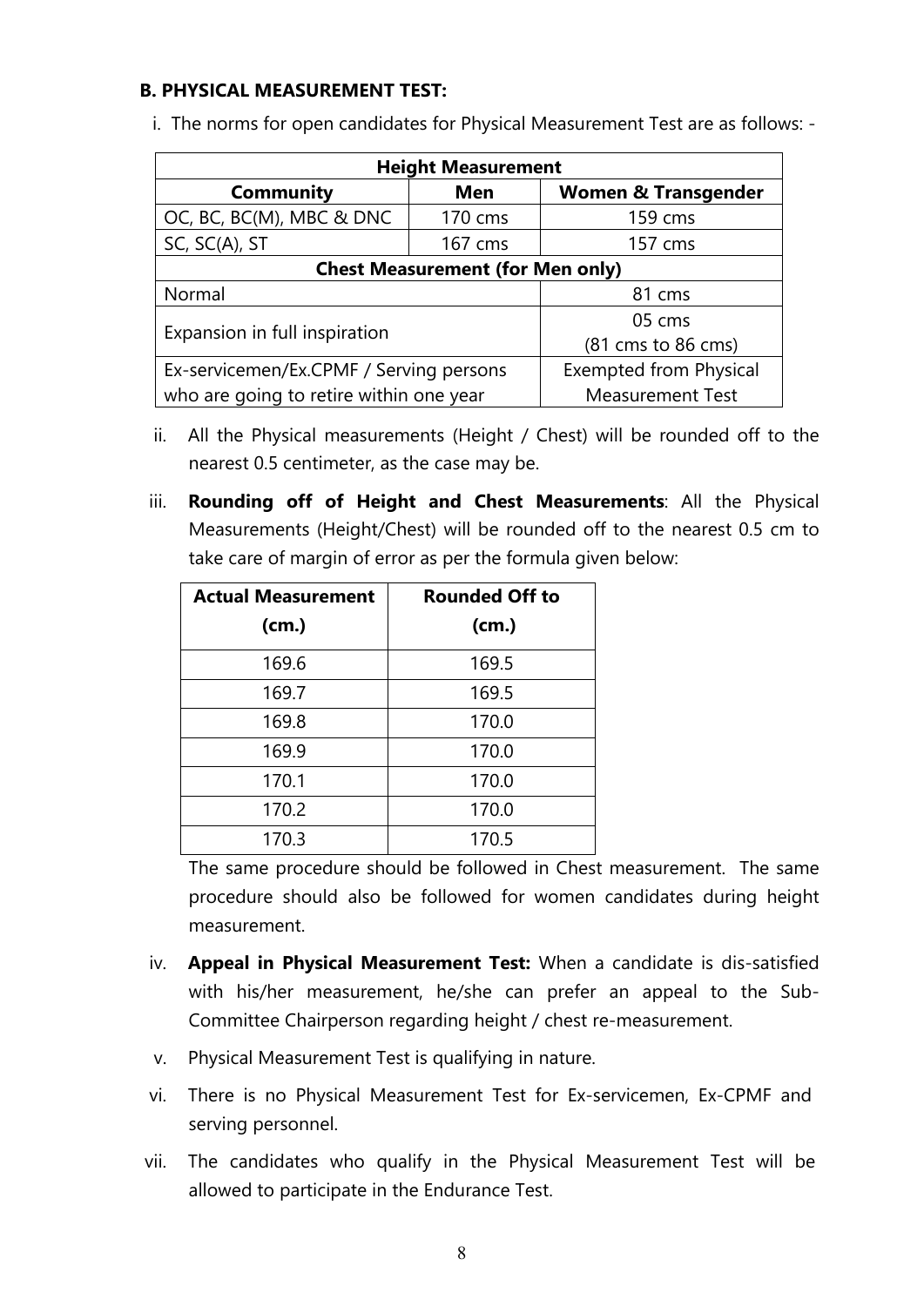### B. PHYSICAL MEASUREMENT TEST:

i. The norms for open candidates for Physical Measurement Test are as follows: -

| **Height Measurement** | | |
|---|---|---|
| **Community** | **Men** | **Women & Transgender** |
| OC, BC, BC(M), MBC & DNC | 170 cms | 159 cms |
| SC, SC(A), ST | 167 cms | 157 cms |
| **Chest Measurement (for Men only)** | | |
| Normal | | 81 cms |
| Expansion in full inspiration | | 05 cms (81 cms to 86 cms) |
| Ex-servicemen/Ex.CPMF / Serving persons who are going to retire within one year | | Exempted from Physical Measurement Test |

ii. All the Physical measurements (Height / Chest) will be rounded off to the nearest 0.5 centimeter, as the case may be.

iii. **Rounding off of Height and Chest Measurements**: All the Physical Measurements (Height/Chest) will be rounded off to the nearest 0.5 cm to take care of margin of error as per the formula given below:

| **Actual Measurement (cm.)** | **Rounded Off to (cm.)** |
|---|---|
| 169.6 | 169.5 |
| 169.7 | 169.5 |
| 169.8 | 170.0 |
| 169.9 | 170.0 |
| 170.1 | 170.0 |
| 170.2 | 170.0 |
| 170.3 | 170.5 |

The same procedure should be followed in Chest measurement. The same procedure should also be followed for women candidates during height measurement.

iv. **Appeal in Physical Measurement Test:** When a candidate is dis-satisfied with his/her measurement, he/she can prefer an appeal to the Sub-Committee Chairperson regarding height / chest re-measurement.

v. Physical Measurement Test is qualifying in nature.

vi. There is no Physical Measurement Test for Ex-servicemen, Ex-CPMF and serving personnel.

vii. The candidates who qualify in the Physical Measurement Test will be allowed to participate in the Endurance Test.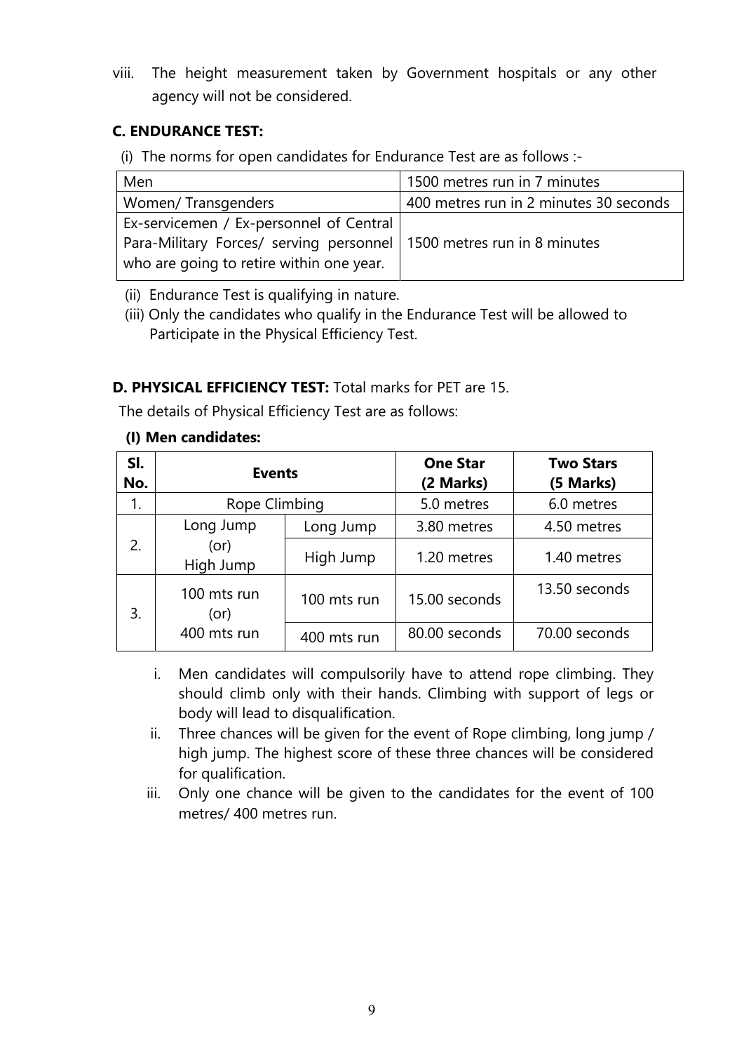viii. The height measurement taken by Government hospitals or any other agency will not be considered.

**C. ENDURANCE TEST:**

(i) The norms for open candidates for Endurance Test are as follows :-

| | |
|---|---|
| Men | 1500 metres run in 7 minutes |
| Women/ Transgenders | 400 metres run in 2 minutes 30 seconds |
| Ex-servicemen / Ex-personnel of Central Para-Military Forces/ serving personnel who are going to retire within one year. | 1500 metres run in 8 minutes |

(ii) Endurance Test is qualifying in nature.

(iii) Only the candidates who qualify in the Endurance Test will be allowed to Participate in the Physical Efficiency Test.

**D. PHYSICAL EFFICIENCY TEST:** Total marks for PET are 15.

The details of Physical Efficiency Test are as follows:

**(I) Men candidates:**

| Sl. No. | Events | | One Star (2 Marks) | Two Stars (5 Marks) |
|---|---|---|---|---|
| 1. | Rope Climbing | | 5.0 metres | 6.0 metres |
| 2. | Long Jump (or) High Jump | Long Jump | 3.80 metres | 4.50 metres |
| | | High Jump | 1.20 metres | 1.40 metres |
| 3. | 100 mts run (or) 400 mts run | 100 mts run | 15.00 seconds | 13.50 seconds |
| | | 400 mts run | 80.00 seconds | 70.00 seconds |

i. Men candidates will compulsorily have to attend rope climbing. They should climb only with their hands. Climbing with support of legs or body will lead to disqualification.

ii. Three chances will be given for the event of Rope climbing, long jump / high jump. The highest score of these three chances will be considered for qualification.

iii. Only one chance will be given to the candidates for the event of 100 metres/ 400 metres run.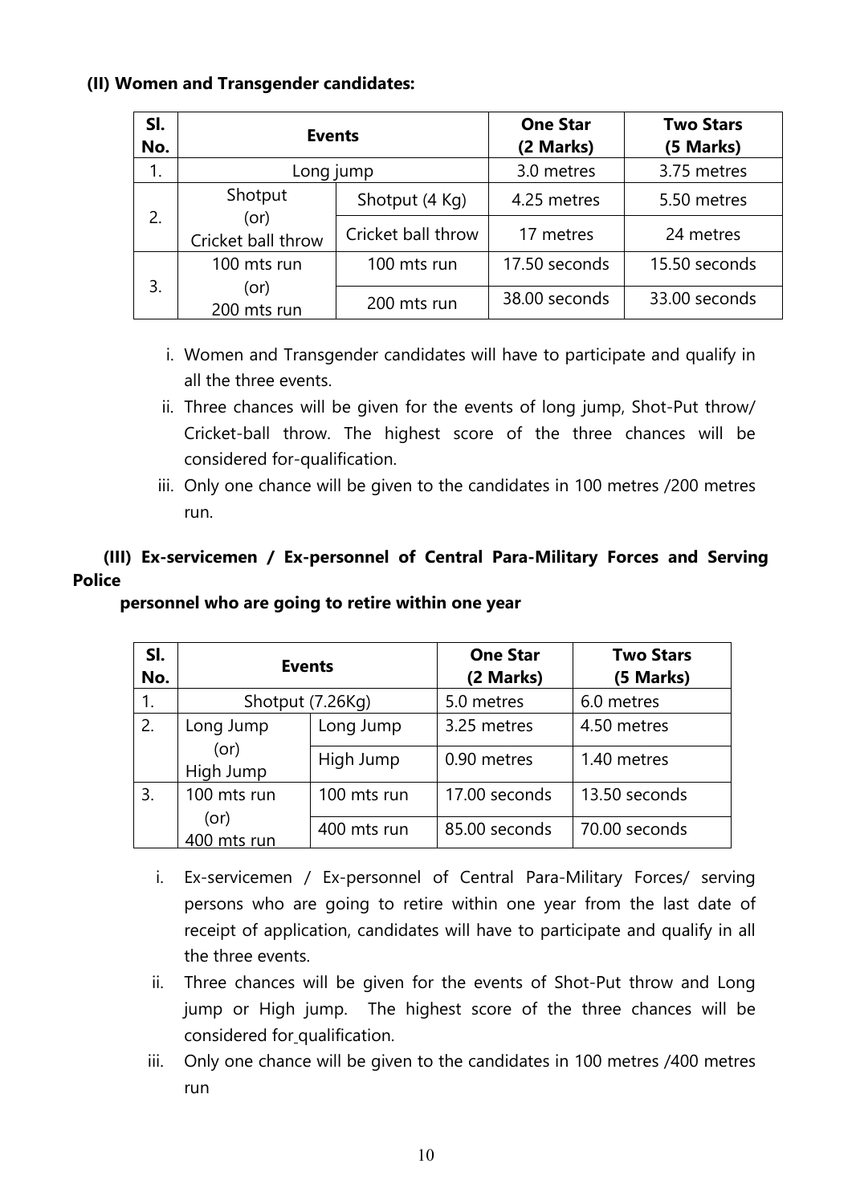**(II) Women and Transgender candidates:**

| Sl. No. | Events | | One Star (2 Marks) | Two Stars (5 Marks) |
|---|---|---|---|---|
| 1. | Long jump | | 3.0 metres | 3.75 metres |
| 2. | Shotput (or) Cricket ball throw | Shotput (4 Kg) | 4.25 metres | 5.50 metres |
| | | Cricket ball throw | 17 metres | 24 metres |
| 3. | 100 mts run (or) 200 mts run | 100 mts run | 17.50 seconds | 15.50 seconds |
| | | 200 mts run | 38.00 seconds | 33.00 seconds |

i. Women and Transgender candidates will have to participate and qualify in all the three events.

ii. Three chances will be given for the events of long jump, Shot-Put throw/ Cricket-ball throw. The highest score of the three chances will be considered for-qualification.

iii. Only one chance will be given to the candidates in 100 metres /200 metres run.

**(III) Ex-servicemen / Ex-personnel of Central Para-Military Forces and Serving Police personnel who are going to retire within one year**

| Sl. No. | Events | | One Star (2 Marks) | Two Stars (5 Marks) |
|---|---|---|---|---|
| 1. | Shotput (7.26Kg) | | 5.0 metres | 6.0 metres |
| 2. | Long Jump (or) High Jump | Long Jump | 3.25 metres | 4.50 metres |
| | | High Jump | 0.90 metres | 1.40 metres |
| 3. | 100 mts run (or) 400 mts run | 100 mts run | 17.00 seconds | 13.50 seconds |
| | | 400 mts run | 85.00 seconds | 70.00 seconds |

i. Ex-servicemen / Ex-personnel of Central Para-Military Forces/ serving persons who are going to retire within one year from the last date of receipt of application, candidates will have to participate and qualify in all the three events.

ii. Three chances will be given for the events of Shot-Put throw and Long jump or High jump. The highest score of the three chances will be considered for qualification.

iii. Only one chance will be given to the candidates in 100 metres /400 metres run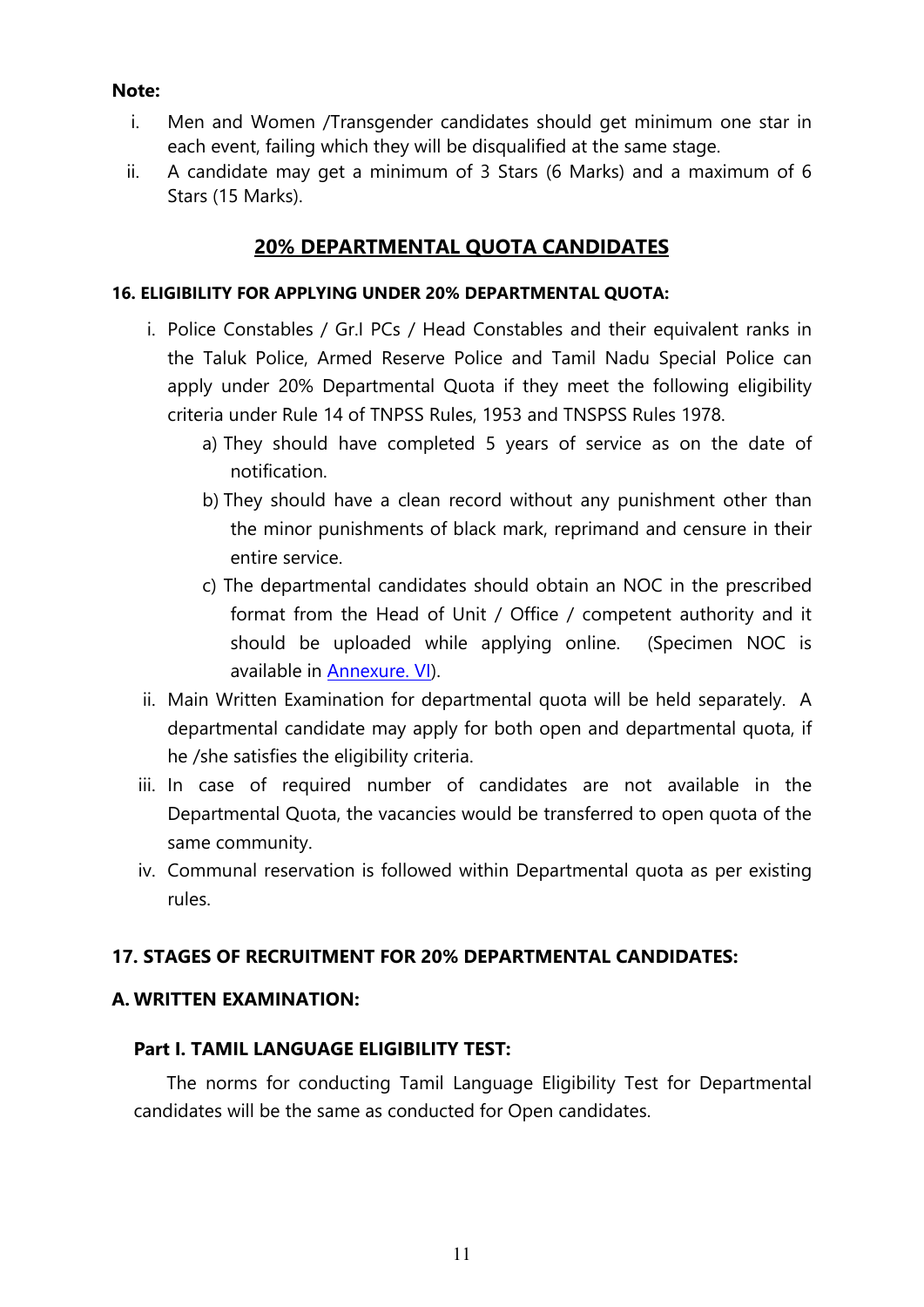**Note:**

i. Men and Women /Transgender candidates should get minimum one star in each event, failing which they will be disqualified at the same stage.

ii. A candidate may get a minimum of 3 Stars (6 Marks) and a maximum of 6 Stars (15 Marks).

## 20% DEPARTMENTAL QUOTA CANDIDATES

**16. ELIGIBILITY FOR APPLYING UNDER 20% DEPARTMENTAL QUOTA:**

i. Police Constables / Gr.I PCs / Head Constables and their equivalent ranks in the Taluk Police, Armed Reserve Police and Tamil Nadu Special Police can apply under 20% Departmental Quota if they meet the following eligibility criteria under Rule 14 of TNPSS Rules, 1953 and TNSPSS Rules 1978.

   a) They should have completed 5 years of service as on the date of notification.

   b) They should have a clean record without any punishment other than the minor punishments of black mark, reprimand and censure in their entire service.

   c) The departmental candidates should obtain an NOC in the prescribed format from the Head of Unit / Office / competent authority and it should be uploaded while applying online. (Specimen NOC is available in Annexure. VI).

ii. Main Written Examination for departmental quota will be held separately. A departmental candidate may apply for both open and departmental quota, if he /she satisfies the eligibility criteria.

iii. In case of required number of candidates are not available in the Departmental Quota, the vacancies would be transferred to open quota of the same community.

iv. Communal reservation is followed within Departmental quota as per existing rules.

**17. STAGES OF RECRUITMENT FOR 20% DEPARTMENTAL CANDIDATES:**

**A. WRITTEN EXAMINATION:**

**Part I. TAMIL LANGUAGE ELIGIBILITY TEST:**

The norms for conducting Tamil Language Eligibility Test for Departmental candidates will be the same as conducted for Open candidates.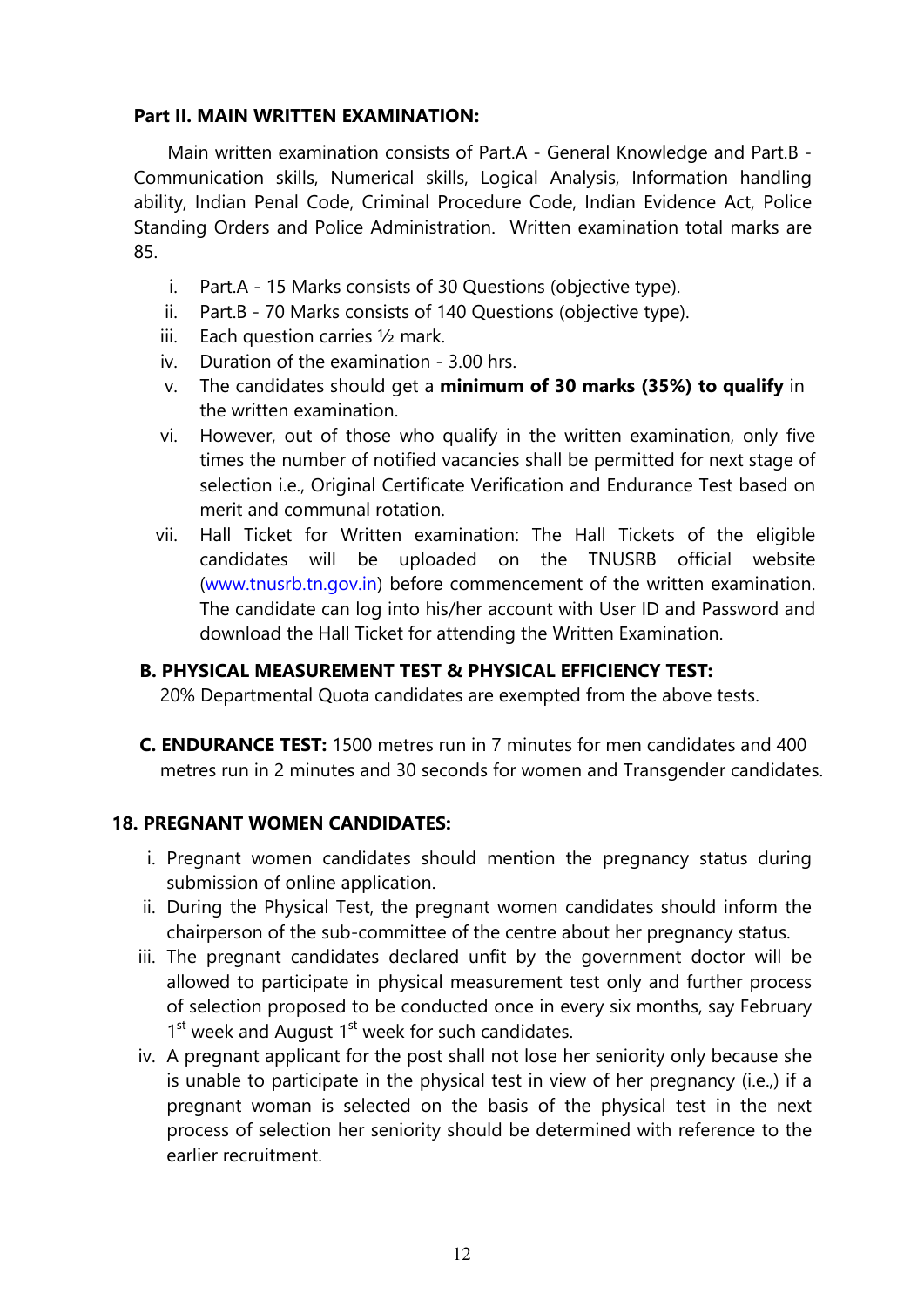**Part II. MAIN WRITTEN EXAMINATION:**

Main written examination consists of Part.A - General Knowledge and Part.B - Communication skills, Numerical skills, Logical Analysis, Information handling ability, Indian Penal Code, Criminal Procedure Code, Indian Evidence Act, Police Standing Orders and Police Administration. Written examination total marks are 85.

i. Part.A - 15 Marks consists of 30 Questions (objective type).
ii. Part.B - 70 Marks consists of 140 Questions (objective type).
iii. Each question carries ½ mark.
iv. Duration of the examination - 3.00 hrs.
v. The candidates should get a **minimum of 30 marks (35%) to qualify** in the written examination.
vi. However, out of those who qualify in the written examination, only five times the number of notified vacancies shall be permitted for next stage of selection i.e., Original Certificate Verification and Endurance Test based on merit and communal rotation.
vii. Hall Ticket for Written examination: The Hall Tickets of the eligible candidates will be uploaded on the TNUSRB official website (www.tnusrb.tn.gov.in) before commencement of the written examination. The candidate can log into his/her account with User ID and Password and download the Hall Ticket for attending the Written Examination.

**B. PHYSICAL MEASUREMENT TEST & PHYSICAL EFFICIENCY TEST:**

20% Departmental Quota candidates are exempted from the above tests.

**C. ENDURANCE TEST:** 1500 metres run in 7 minutes for men candidates and 400 metres run in 2 minutes and 30 seconds for women and Transgender candidates.

**18. PREGNANT WOMEN CANDIDATES:**

i. Pregnant women candidates should mention the pregnancy status during submission of online application.
ii. During the Physical Test, the pregnant women candidates should inform the chairperson of the sub-committee of the centre about her pregnancy status.
iii. The pregnant candidates declared unfit by the government doctor will be allowed to participate in physical measurement test only and further process of selection proposed to be conducted once in every six months, say February 1st week and August 1st week for such candidates.
iv. A pregnant applicant for the post shall not lose her seniority only because she is unable to participate in the physical test in view of her pregnancy (i.e.,) if a pregnant woman is selected on the basis of the physical test in the next process of selection her seniority should be determined with reference to the earlier recruitment.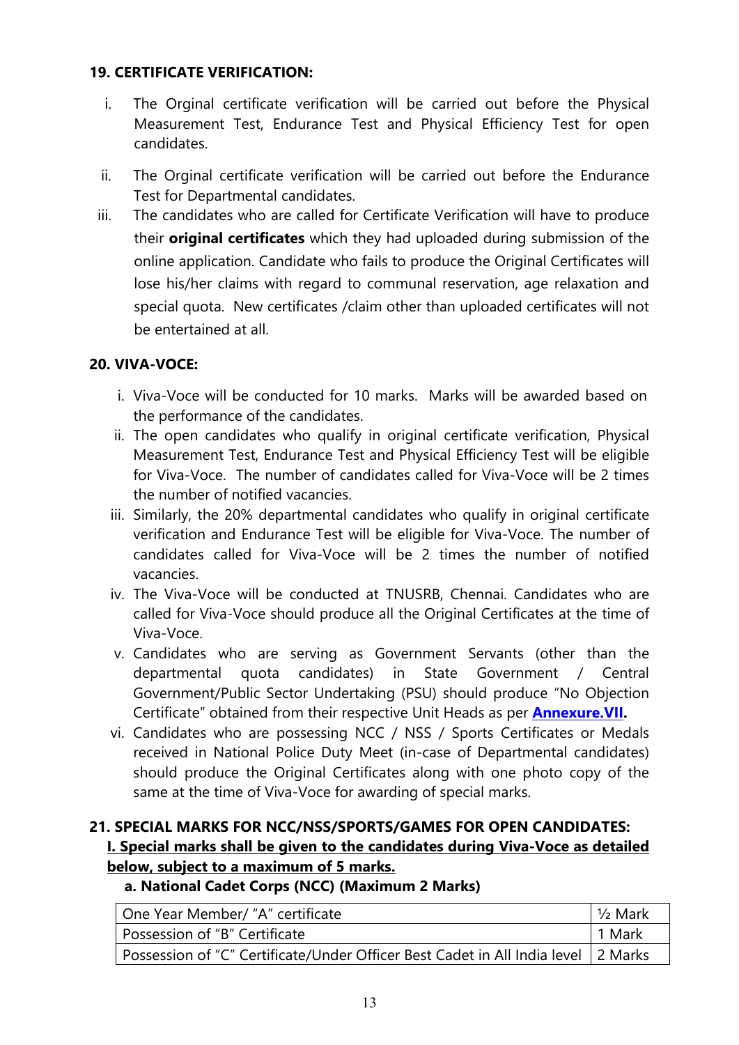### 19. CERTIFICATE VERIFICATION:

i. The Orginal certificate verification will be carried out before the Physical Measurement Test, Endurance Test and Physical Efficiency Test for open candidates.

ii. The Orginal certificate verification will be carried out before the Endurance Test for Departmental candidates.

iii. The candidates who are called for Certificate Verification will have to produce their **original certificates** which they had uploaded during submission of the online application. Candidate who fails to produce the Original Certificates will lose his/her claims with regard to communal reservation, age relaxation and special quota. New certificates /claim other than uploaded certificates will not be entertained at all.

### 20. VIVA-VOCE:

i. Viva-Voce will be conducted for 10 marks. Marks will be awarded based on the performance of the candidates.

ii. The open candidates who qualify in original certificate verification, Physical Measurement Test, Endurance Test and Physical Efficiency Test will be eligible for Viva-Voce. The number of candidates called for Viva-Voce will be 2 times the number of notified vacancies.

iii. Similarly, the 20% departmental candidates who qualify in original certificate verification and Endurance Test will be eligible for Viva-Voce. The number of candidates called for Viva-Voce will be 2 times the number of notified vacancies.

iv. The Viva-Voce will be conducted at TNUSRB, Chennai. Candidates who are called for Viva-Voce should produce all the Original Certificates at the time of Viva-Voce.

v. Candidates who are serving as Government Servants (other than the departmental quota candidates) in State Government / Central Government/Public Sector Undertaking (PSU) should produce "No Objection Certificate" obtained from their respective Unit Heads as per **Annexure.VII.**

vi. Candidates who are possessing NCC / NSS / Sports Certificates or Medals received in National Police Duty Meet (in-case of Departmental candidates) should produce the Original Certificates along with one photo copy of the same at the time of Viva-Voce for awarding of special marks.

### 21. SPECIAL MARKS FOR NCC/NSS/SPORTS/GAMES FOR OPEN CANDIDATES:

**I. Special marks shall be given to the candidates during Viva-Voce as detailed below, subject to a maximum of 5 marks.**

**a. National Cadet Corps (NCC) (Maximum 2 Marks)**

| | |
|---|---|
| One Year Member/ "A" certificate | ½ Mark |
| Possession of "B" Certificate | 1 Mark |
| Possession of "C" Certificate/Under Officer Best Cadet in All India level | 2 Marks |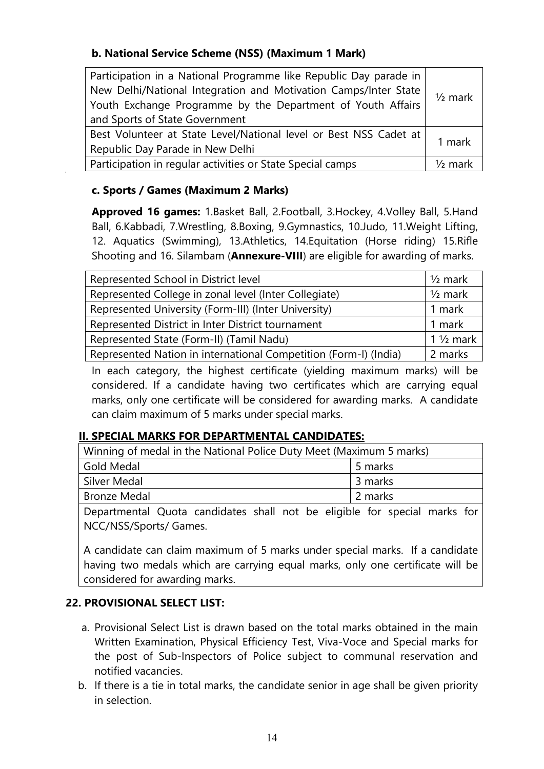**b. National Service Scheme (NSS) (Maximum 1 Mark)**

| | |
|---|---|
| Participation in a National Programme like Republic Day parade in New Delhi/National Integration and Motivation Camps/Inter State Youth Exchange Programme by the Department of Youth Affairs and Sports of State Government | ½ mark |
| Best Volunteer at State Level/National level or Best NSS Cadet at Republic Day Parade in New Delhi | 1 mark |
| Participation in regular activities or State Special camps | ½ mark |

**c. Sports / Games (Maximum 2 Marks)**

**Approved 16 games:** 1.Basket Ball, 2.Football, 3.Hockey, 4.Volley Ball, 5.Hand Ball, 6.Kabbadi, 7.Wrestling, 8.Boxing, 9.Gymnastics, 10.Judo, 11.Weight Lifting, 12. Aquatics (Swimming), 13.Athletics, 14.Equitation (Horse riding) 15.Rifle Shooting and 16. Silambam (**Annexure-VIII**) are eligible for awarding of marks.

| | |
|---|---|
| Represented School in District level | ½ mark |
| Represented College in zonal level (Inter Collegiate) | ½ mark |
| Represented University (Form-III) (Inter University) | 1 mark |
| Represented District in Inter District tournament | 1 mark |
| Represented State (Form-II) (Tamil Nadu) | 1 ½ mark |
| Represented Nation in international Competition (Form-I) (India) | 2 marks |

In each category, the highest certificate (yielding maximum marks) will be considered. If a candidate having two certificates which are carrying equal marks, only one certificate will be considered for awarding marks. A candidate can claim maximum of 5 marks under special marks.

**II. SPECIAL MARKS FOR DEPARTMENTAL CANDIDATES:**

| Winning of medal in the National Police Duty Meet (Maximum 5 marks) | |
|---|---|
| Gold Medal | 5 marks |
| Silver Medal | 3 marks |
| Bronze Medal | 2 marks |

Departmental Quota candidates shall not be eligible for special marks for NCC/NSS/Sports/ Games.

A candidate can claim maximum of 5 marks under special marks. If a candidate having two medals which are carrying equal marks, only one certificate will be considered for awarding marks.

**22. PROVISIONAL SELECT LIST:**

a. Provisional Select List is drawn based on the total marks obtained in the main Written Examination, Physical Efficiency Test, Viva-Voce and Special marks for the post of Sub-Inspectors of Police subject to communal reservation and notified vacancies.

b. If there is a tie in total marks, the candidate senior in age shall be given priority in selection.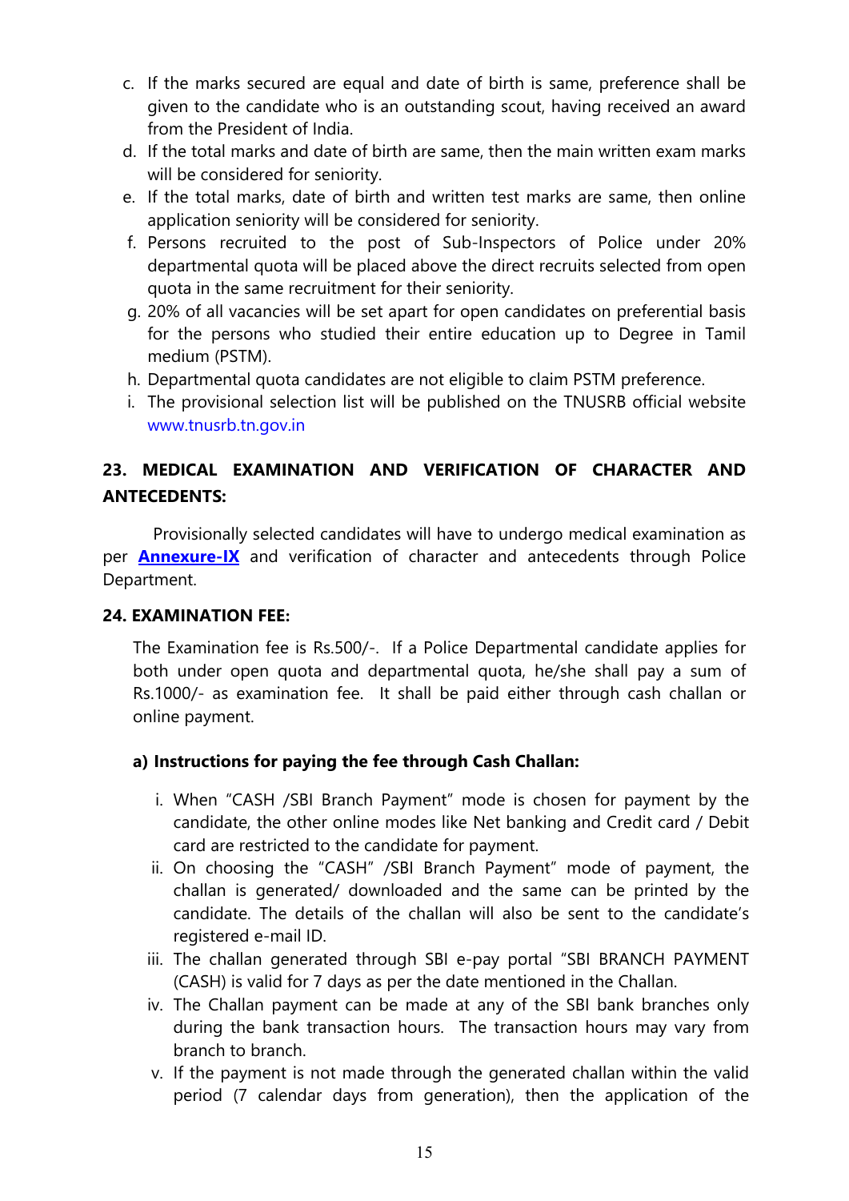c. If the marks secured are equal and date of birth is same, preference shall be given to the candidate who is an outstanding scout, having received an award from the President of India.

d. If the total marks and date of birth are same, then the main written exam marks will be considered for seniority.

e. If the total marks, date of birth and written test marks are same, then online application seniority will be considered for seniority.

f. Persons recruited to the post of Sub-Inspectors of Police under 20% departmental quota will be placed above the direct recruits selected from open quota in the same recruitment for their seniority.

g. 20% of all vacancies will be set apart for open candidates on preferential basis for the persons who studied their entire education up to Degree in Tamil medium (PSTM).

h. Departmental quota candidates are not eligible to claim PSTM preference.

i. The provisional selection list will be published on the TNUSRB official website www.tnusrb.tn.gov.in

## 23. MEDICAL EXAMINATION AND VERIFICATION OF CHARACTER AND ANTECEDENTS:

Provisionally selected candidates will have to undergo medical examination as per **Annexure-IX** and verification of character and antecedents through Police Department.

## 24. EXAMINATION FEE:

The Examination fee is Rs.500/-. If a Police Departmental candidate applies for both under open quota and departmental quota, he/she shall pay a sum of Rs.1000/- as examination fee. It shall be paid either through cash challan or online payment.

### a) Instructions for paying the fee through Cash Challan:

i. When "CASH /SBI Branch Payment" mode is chosen for payment by the candidate, the other online modes like Net banking and Credit card / Debit card are restricted to the candidate for payment.

ii. On choosing the "CASH" /SBI Branch Payment" mode of payment, the challan is generated/ downloaded and the same can be printed by the candidate. The details of the challan will also be sent to the candidate's registered e-mail ID.

iii. The challan generated through SBI e-pay portal "SBI BRANCH PAYMENT (CASH) is valid for 7 days as per the date mentioned in the Challan.

iv. The Challan payment can be made at any of the SBI bank branches only during the bank transaction hours. The transaction hours may vary from branch to branch.

v. If the payment is not made through the generated challan within the valid period (7 calendar days from generation), then the application of the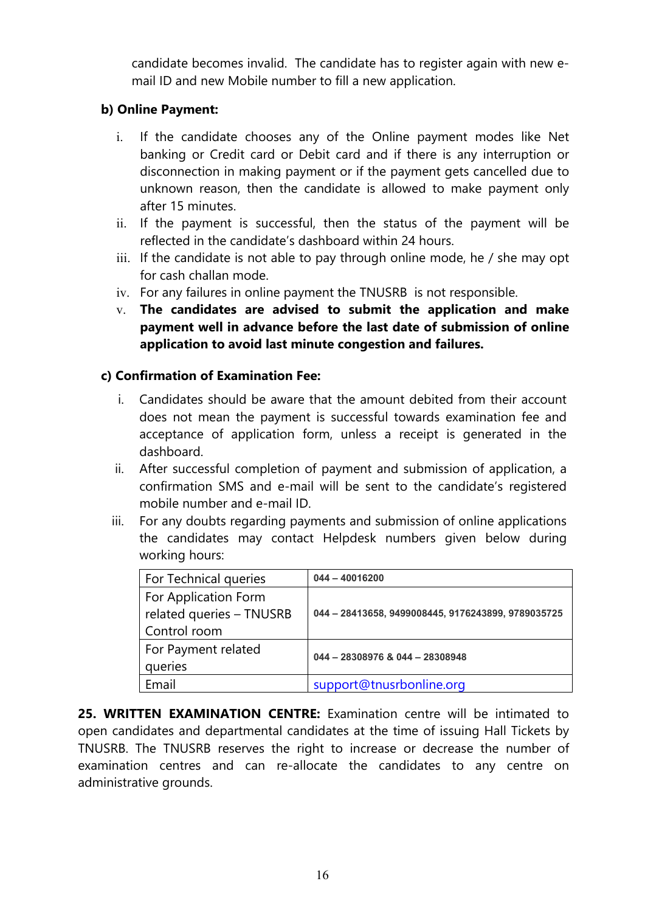candidate becomes invalid. The candidate has to register again with new e-mail ID and new Mobile number to fill a new application.

**b) Online Payment:**

i. If the candidate chooses any of the Online payment modes like Net banking or Credit card or Debit card and if there is any interruption or disconnection in making payment or if the payment gets cancelled due to unknown reason, then the candidate is allowed to make payment only after 15 minutes.

ii. If the payment is successful, then the status of the payment will be reflected in the candidate's dashboard within 24 hours.

iii. If the candidate is not able to pay through online mode, he / she may opt for cash challan mode.

iv. For any failures in online payment the TNUSRB is not responsible.

v. **The candidates are advised to submit the application and make payment well in advance before the last date of submission of online application to avoid last minute congestion and failures.**

**c) Confirmation of Examination Fee:**

i. Candidates should be aware that the amount debited from their account does not mean the payment is successful towards examination fee and acceptance of application form, unless a receipt is generated in the dashboard.

ii. After successful completion of payment and submission of application, a confirmation SMS and e-mail will be sent to the candidate's registered mobile number and e-mail ID.

iii. For any doubts regarding payments and submission of online applications the candidates may contact Helpdesk numbers given below during working hours:

| | |
|---|---|
| For Technical queries | 044 – 40016200 |
| For Application Form related queries – TNUSRB Control room | 044 – 28413658, 9499008445, 9176243899, 9789035725 |
| For Payment related queries | 044 – 28308976 & 044 – 28308948 |
| Email | support@tnusrbonline.org |

**25. WRITTEN EXAMINATION CENTRE:** Examination centre will be intimated to open candidates and departmental candidates at the time of issuing Hall Tickets by TNUSRB. The TNUSRB reserves the right to increase or decrease the number of examination centres and can re-allocate the candidates to any centre on administrative grounds.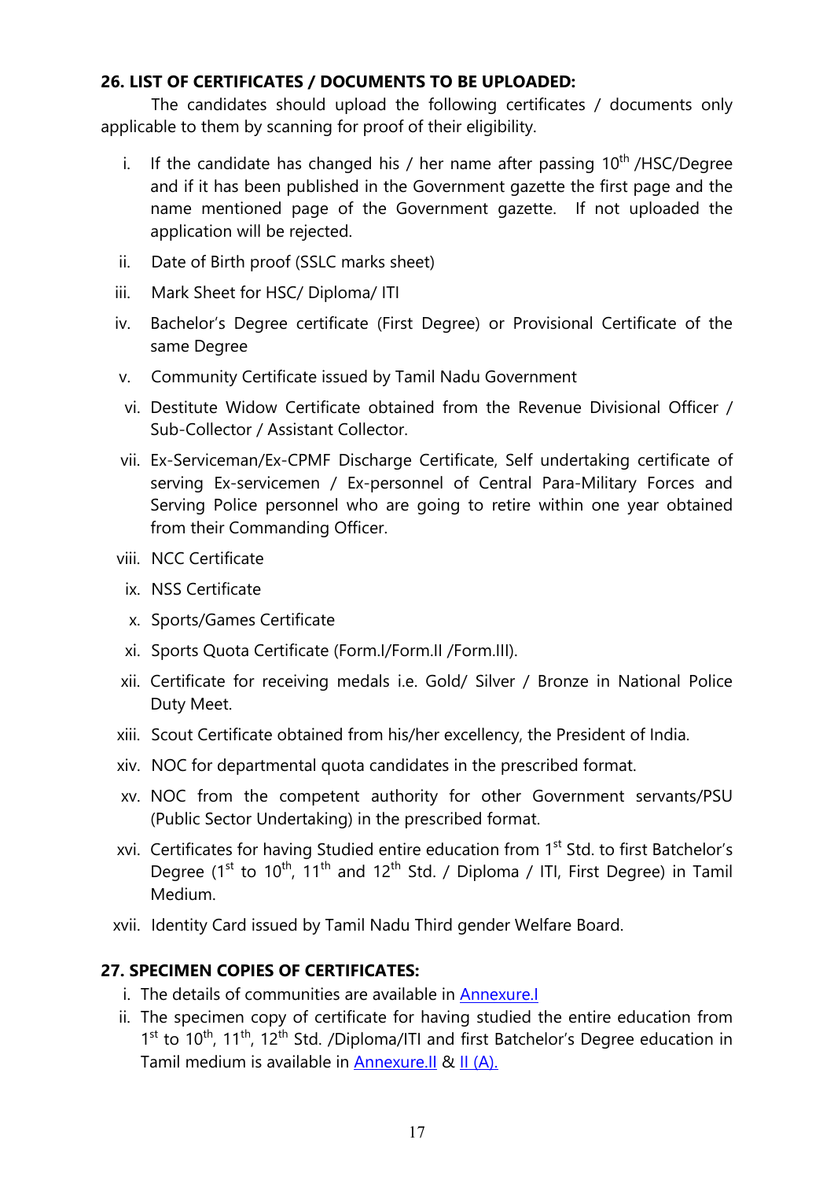**26. LIST OF CERTIFICATES / DOCUMENTS TO BE UPLOADED:**

The candidates should upload the following certificates / documents only applicable to them by scanning for proof of their eligibility.

i. If the candidate has changed his / her name after passing 10th /HSC/Degree and if it has been published in the Government gazette the first page and the name mentioned page of the Government gazette. If not uploaded the application will be rejected.

ii. Date of Birth proof (SSLC marks sheet)

iii. Mark Sheet for HSC/ Diploma/ ITI

iv. Bachelor's Degree certificate (First Degree) or Provisional Certificate of the same Degree

v. Community Certificate issued by Tamil Nadu Government

vi. Destitute Widow Certificate obtained from the Revenue Divisional Officer / Sub-Collector / Assistant Collector.

vii. Ex-Serviceman/Ex-CPMF Discharge Certificate, Self undertaking certificate of serving Ex-servicemen / Ex-personnel of Central Para-Military Forces and Serving Police personnel who are going to retire within one year obtained from their Commanding Officer.

viii. NCC Certificate

ix. NSS Certificate

x. Sports/Games Certificate

xi. Sports Quota Certificate (Form.I/Form.II /Form.III).

xii. Certificate for receiving medals i.e. Gold/ Silver / Bronze in National Police Duty Meet.

xiii. Scout Certificate obtained from his/her excellency, the President of India.

xiv. NOC for departmental quota candidates in the prescribed format.

xv. NOC from the competent authority for other Government servants/PSU (Public Sector Undertaking) in the prescribed format.

xvi. Certificates for having Studied entire education from 1st Std. to first Batchelor's Degree (1st to 10th, 11th and 12th Std. / Diploma / ITI, First Degree) in Tamil Medium.

xvii. Identity Card issued by Tamil Nadu Third gender Welfare Board.

**27. SPECIMEN COPIES OF CERTIFICATES:**

i. The details of communities are available in Annexure.I

ii. The specimen copy of certificate for having studied the entire education from 1st to 10th, 11th, 12th Std. /Diploma/ITI and first Batchelor's Degree education in Tamil medium is available in Annexure.II & II (A).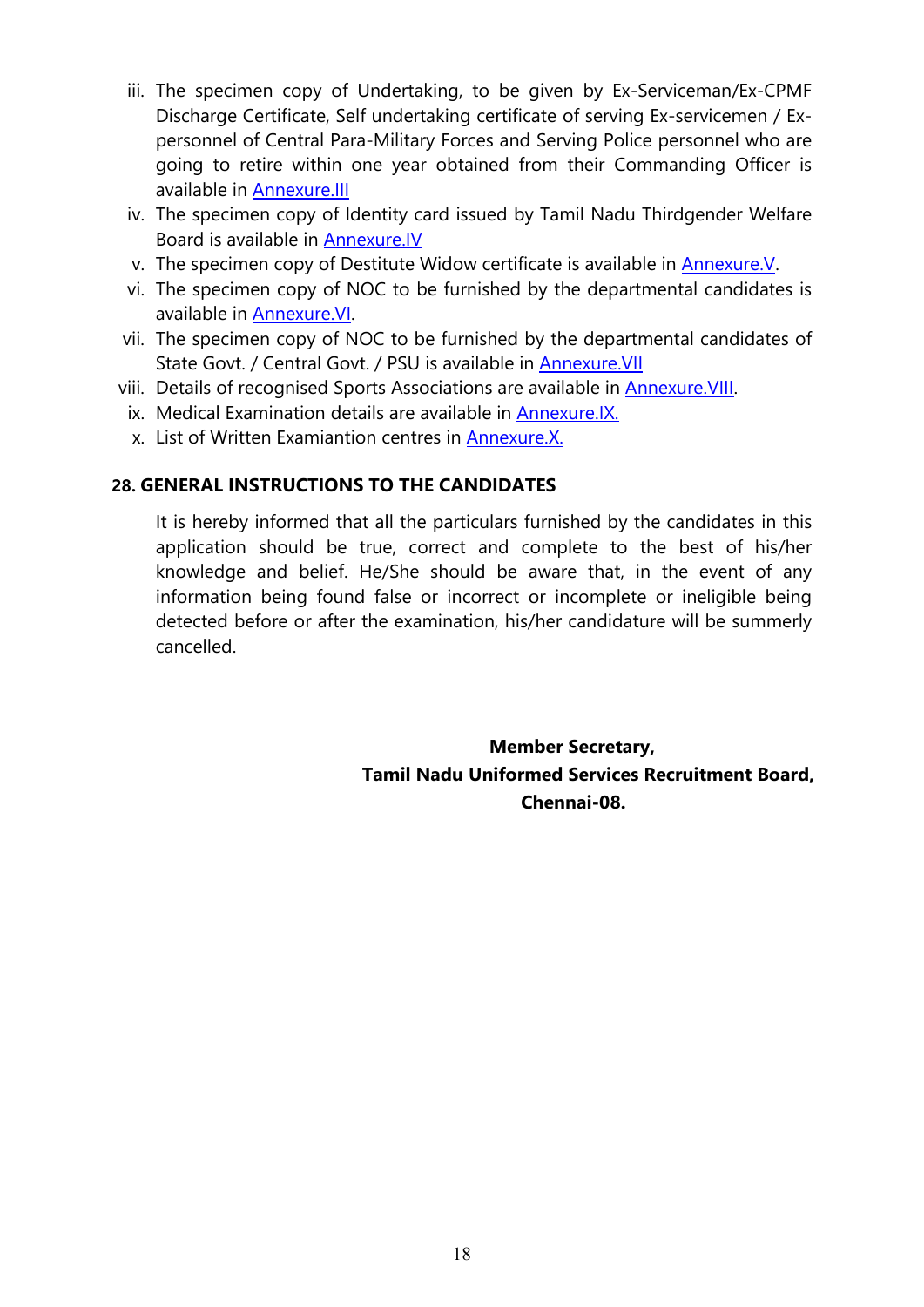iii. The specimen copy of Undertaking, to be given by Ex-Serviceman/Ex-CPMF Discharge Certificate, Self undertaking certificate of serving Ex-servicemen / Ex-personnel of Central Para-Military Forces and Serving Police personnel who are going to retire within one year obtained from their Commanding Officer is available in Annexure.III

iv. The specimen copy of Identity card issued by Tamil Nadu Thirdgender Welfare Board is available in Annexure.IV

v. The specimen copy of Destitute Widow certificate is available in Annexure.V.

vi. The specimen copy of NOC to be furnished by the departmental candidates is available in Annexure.VI.

vii. The specimen copy of NOC to be furnished by the departmental candidates of State Govt. / Central Govt. / PSU is available in Annexure.VII

viii. Details of recognised Sports Associations are available in Annexure.VIII.

ix. Medical Examination details are available in Annexure.IX.

x. List of Written Examiantion centres in Annexure.X.

## 28. GENERAL INSTRUCTIONS TO THE CANDIDATES

It is hereby informed that all the particulars furnished by the candidates in this application should be true, correct and complete to the best of his/her knowledge and belief. He/She should be aware that, in the event of any information being found false or incorrect or incomplete or ineligible being detected before or after the examination, his/her candidature will be summerly cancelled.

**Member Secretary,**
**Tamil Nadu Uniformed Services Recruitment Board,**
**Chennai-08.**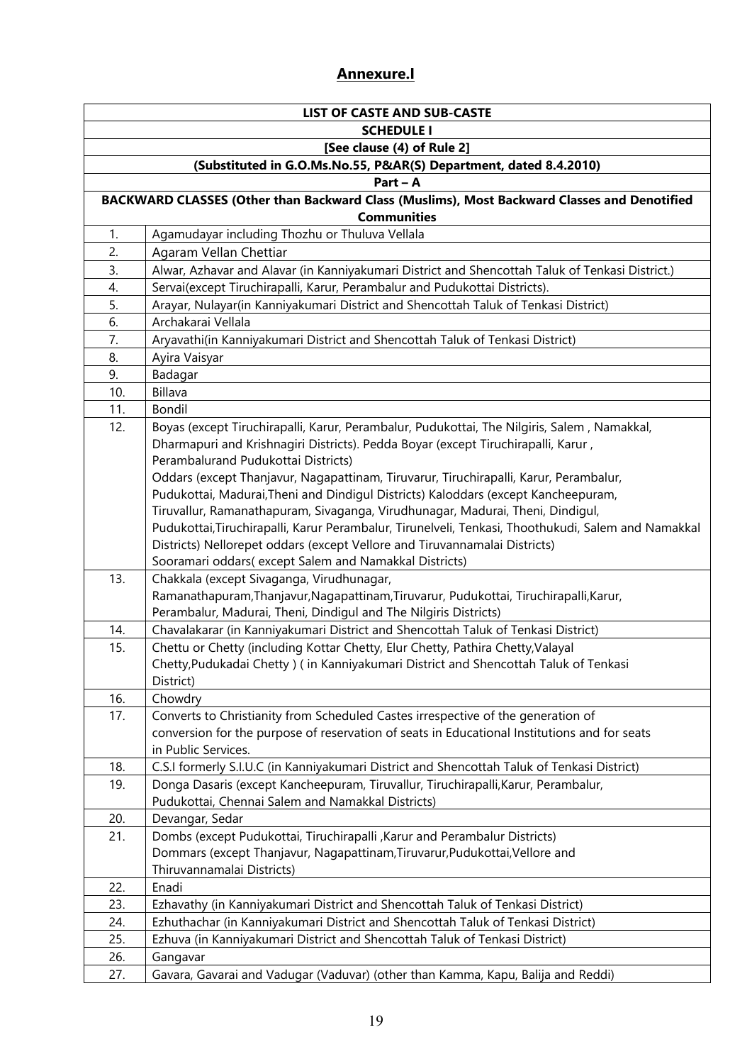## Annexure.I

| LIST OF CASTE AND SUB-CASTE | |
|---|---|
| **SCHEDULE I** | |
| **[See clause (4) of Rule 2]** | |
| **(Substituted in G.O.Ms.No.55, P&AR(S) Department, dated 8.4.2010)** | |
| **Part – A** | |
| **BACKWARD CLASSES (Other than Backward Class (Muslims), Most Backward Classes and Denotified Communities** | |
| 1. | Agamudayar including Thozhu or Thuluva Vellala |
| 2. | Agaram Vellan Chettiar |
| 3. | Alwar, Azhavar and Alavar (in Kanniyakumari District and Shencottah Taluk of Tenkasi District.) |
| 4. | Servai(except Tiruchirapalli, Karur, Perambalur and Pudukottai Districts). |
| 5. | Arayar, Nulayar(in Kanniyakumari District and Shencottah Taluk of Tenkasi District) |
| 6. | Archakarai Vellala |
| 7. | Aryavathi(in Kanniyakumari District and Shencottah Taluk of Tenkasi District) |
| 8. | Ayira Vaisyar |
| 9. | Badagar |
| 10. | Billava |
| 11. | Bondil |
| 12. | Boyas (except Tiruchirapalli, Karur, Perambalur, Pudukottai, The Nilgiris, Salem , Namakkal, Dharmapuri and Krishnagiri Districts). Pedda Boyar (except Tiruchirapalli, Karur , Perambalurand Pudukottai Districts) Oddars (except Thanjavur, Nagapattinam, Tiruvarur, Tiruchirapalli, Karur, Perambalur, Pudukottai, Madurai,Theni and Dindigul Districts) Kaloddars (except Kancheepuram, Tiruvallur, Ramanathapuram, Sivaganga, Virudhunagar, Madurai, Theni, Dindigul, Pudukottai,Tiruchirapalli, Karur Perambalur, Tirunelveli, Tenkasi, Thoothukudi, Salem and Namakkal Districts) Nellorepet oddars (except Vellore and Tiruvannamalai Districts) Sooramari oddars( except Salem and Namakkal Districts) |
| 13. | Chakkala (except Sivaganga, Virudhunagar, Ramanathapuram,Thanjavur,Nagapattinam,Tiruvarur, Pudukottai, Tiruchirapalli,Karur, Perambalur, Madurai, Theni, Dindigul and The Nilgiris Districts) |
| 14. | Chavalakarar (in Kanniyakumari District and Shencottah Taluk of Tenkasi District) |
| 15. | Chettu or Chetty (including Kottar Chetty, Elur Chetty, Pathira Chetty,Valayal Chetty,Pudukadai Chetty ) ( in Kanniyakumari District and Shencottah Taluk of Tenkasi District) |
| 16. | Chowdry |
| 17. | Converts to Christianity from Scheduled Castes irrespective of the generation of conversion for the purpose of reservation of seats in Educational Institutions and for seats in Public Services. |
| 18. | C.S.I formerly S.I.U.C (in Kanniyakumari District and Shencottah Taluk of Tenkasi District) |
| 19. | Donga Dasaris (except Kancheepuram, Tiruvallur, Tiruchirapalli,Karur, Perambalur, Pudukottai, Chennai Salem and Namakkal Districts) |
| 20. | Devangar, Sedar |
| 21. | Dombs (except Pudukottai, Tiruchirapalli ,Karur and Perambalur Districts) Dommars (except Thanjavur, Nagapattinam,Tiruvarur,Pudukottai,Vellore and Thiruvannamalai Districts) |
| 22. | Enadi |
| 23. | Ezhavathy (in Kanniyakumari District and Shencottah Taluk of Tenkasi District) |
| 24. | Ezhuthachar (in Kanniyakumari District and Shencottah Taluk of Tenkasi District) |
| 25. | Ezhuva (in Kanniyakumari District and Shencottah Taluk of Tenkasi District) |
| 26. | Gangavar |
| 27. | Gavara, Gavarai and Vadugar (Vaduvar) (other than Kamma, Kapu, Balija and Reddi) |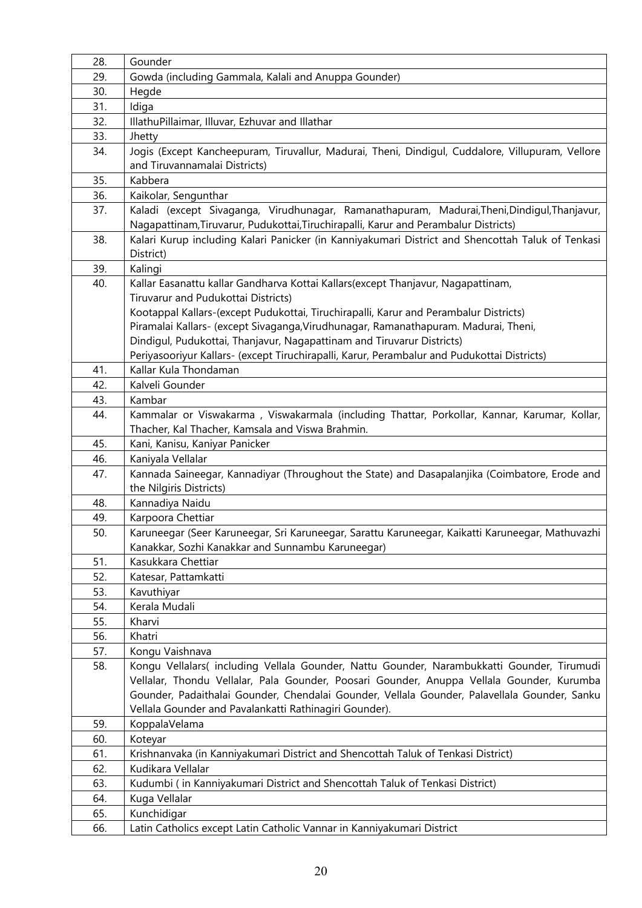| | |
|---|---|
| 28. | Gounder |
| 29. | Gowda (including Gammala, Kalali and Anuppa Gounder) |
| 30. | Hegde |
| 31. | Idiga |
| 32. | IllathuPillaimar, Illuvar, Ezhuvar and Illathar |
| 33. | Jhetty |
| 34. | Jogis (Except Kancheepuram, Tiruvallur, Madurai, Theni, Dindigul, Cuddalore, Villupuram, Vellore and Tiruvannamalai Districts) |
| 35. | Kabbera |
| 36. | Kaikolar, Sengunthar |
| 37. | Kaladi (except Sivaganga, Virudhunagar, Ramanathapuram, Madurai,Theni,Dindigul,Thanjavur, Nagapattinam,Tiruvarur, Pudukottai,Tiruchirapalli, Karur and Perambalur Districts) |
| 38. | Kalari Kurup including Kalari Panicker (in Kanniyakumari District and Shencottah Taluk of Tenkasi District) |
| 39. | Kalingi |
| 40. | Kallar Easanattu kallar Gandharva Kottai Kallars(except Thanjavur, Nagapattinam, Tiruvarur and Pudukottai Districts)<br>Kootappal Kallars-(except Pudukottai, Tiruchirapalli, Karur and Perambalur Districts)<br>Piramalai Kallars- (except Sivaganga,Virudhunagar, Ramanathapuram. Madurai, Theni, Dindigul, Pudukottai, Thanjavur, Nagapattinam and Tiruvarur Districts)<br>Periyasooriyur Kallars- (except Tiruchirapalli, Karur, Perambalur and Pudukottai Districts) |
| 41. | Kallar Kula Thondaman |
| 42. | Kalveli Gounder |
| 43. | Kambar |
| 44. | Kammalar or Viswakarma , Viswakarmala (including Thattar, Porkollar, Kannar, Karumar, Kollar, Thacher, Kal Thacher, Kamsala and Viswa Brahmin. |
| 45. | Kani, Kanisu, Kaniyar Panicker |
| 46. | Kaniyala Vellalar |
| 47. | Kannada Saineegar, Kannadiyar (Throughout the State) and Dasapalanjika (Coimbatore, Erode and the Nilgiris Districts) |
| 48. | Kannadiya Naidu |
| 49. | Karpoora Chettiar |
| 50. | Karuneegar (Seer Karuneegar, Sri Karuneegar, Sarattu Karuneegar, Kaikatti Karuneegar, Mathuvazhi Kanakkar, Sozhi Kanakkar and Sunnambu Karuneegar) |
| 51. | Kasukkara Chettiar |
| 52. | Katesar, Pattamkatti |
| 53. | Kavuthiyar |
| 54. | Kerala Mudali |
| 55. | Kharvi |
| 56. | Khatri |
| 57. | Kongu Vaishnava |
| 58. | Kongu Vellalars( including Vellala Gounder, Nattu Gounder, Narambukkatti Gounder, Tirumudi Vellalar, Thondu Vellalar, Pala Gounder, Poosari Gounder, Anuppa Vellala Gounder, Kurumba Gounder, Padaithalai Gounder, Chendalai Gounder, Vellala Gounder, Palavellala Gounder, Sanku Vellala Gounder and Pavalankatti Rathinagiri Gounder). |
| 59. | KoppalaVelama |
| 60. | Koteyar |
| 61. | Krishnanvaka (in Kanniyakumari District and Shencottah Taluk of Tenkasi District) |
| 62. | Kudikara Vellalar |
| 63. | Kudumbi ( in Kanniyakumari District and Shencottah Taluk of Tenkasi District) |
| 64. | Kuga Vellalar |
| 65. | Kunchidigar |
| 66. | Latin Catholics except Latin Catholic Vannar in Kanniyakumari District |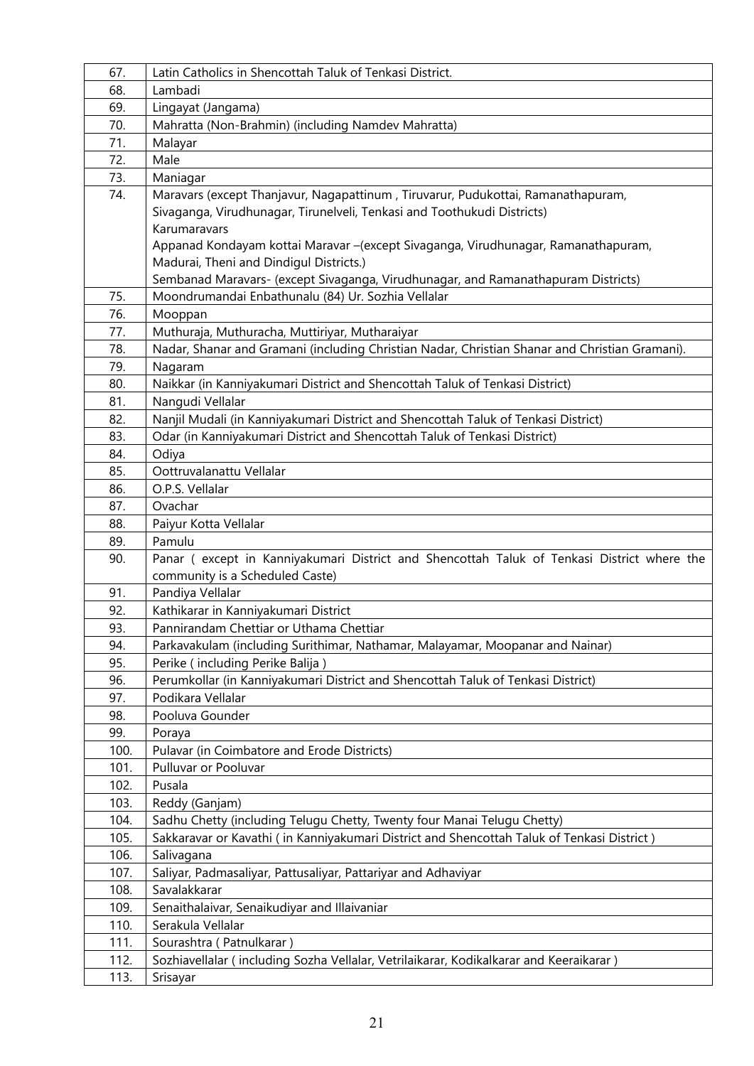| | |
|---|---|
| 67. | Latin Catholics in Shencottah Taluk of Tenkasi District. |
| 68. | Lambadi |
| 69. | Lingayat (Jangama) |
| 70. | Mahratta (Non-Brahmin) (including Namdev Mahratta) |
| 71. | Malayar |
| 72. | Male |
| 73. | Maniagar |
| 74. | Maravars (except Thanjavur, Nagapattinum , Tiruvarur, Pudukottai, Ramanathapuram, Sivaganga, Virudhunagar, Tirunelveli, Tenkasi and Toothukudi Districts)<br>Karumaravars<br>Appanad Kondayam kottai Maravar –(except Sivaganga, Virudhunagar, Ramanathapuram, Madurai, Theni and Dindigul Districts.)<br>Sembanad Maravars- (except Sivaganga, Virudhunagar, and Ramanathapuram Districts) |
| 75. | Moondrumandai Enbathunalu (84) Ur. Sozhia Vellalar |
| 76. | Mooppan |
| 77. | Muthuraja, Muthuracha, Muttiriyar, Mutharaiyar |
| 78. | Nadar, Shanar and Gramani (including Christian Nadar, Christian Shanar and Christian Gramani). |
| 79. | Nagaram |
| 80. | Naikkar (in Kanniyakumari District and Shencottah Taluk of Tenkasi District) |
| 81. | Nangudi Vellalar |
| 82. | Nanjil Mudali (in Kanniyakumari District and Shencottah Taluk of Tenkasi District) |
| 83. | Odar (in Kanniyakumari District and Shencottah Taluk of Tenkasi District) |
| 84. | Odiya |
| 85. | Oottruvalanattu Vellalar |
| 86. | O.P.S. Vellalar |
| 87. | Ovachar |
| 88. | Paiyur Kotta Vellalar |
| 89. | Pamulu |
| 90. | Panar ( except in Kanniyakumari District and Shencottah Taluk of Tenkasi District where the community is a Scheduled Caste) |
| 91. | Pandiya Vellalar |
| 92. | Kathikarar in Kanniyakumari District |
| 93. | Pannirandam Chettiar or Uthama Chettiar |
| 94. | Parkavakulam (including Surithimar, Nathamar, Malayamar, Moopanar and Nainar) |
| 95. | Perike ( including Perike Balija ) |
| 96. | Perumkollar (in Kanniyakumari District and Shencottah Taluk of Tenkasi District) |
| 97. | Podikara Vellalar |
| 98. | Pooluva Gounder |
| 99. | Poraya |
| 100. | Pulavar (in Coimbatore and Erode Districts) |
| 101. | Pulluvar or Pooluvar |
| 102. | Pusala |
| 103. | Reddy (Ganjam) |
| 104. | Sadhu Chetty (including Telugu Chetty, Twenty four Manai Telugu Chetty) |
| 105. | Sakkaravar or Kavathi ( in Kanniyakumari District and Shencottah Taluk of Tenkasi District ) |
| 106. | Salivagana |
| 107. | Saliyar, Padmasaliyar, Pattusaliyar, Pattariyar and Adhaviyar |
| 108. | Savalakkarar |
| 109. | Senaithalaivar, Senaikudiyar and Illaivaniar |
| 110. | Serakula Vellalar |
| 111. | Sourashtra ( Patnulkarar ) |
| 112. | Sozhiavellalar ( including Sozha Vellalar, Vetrilaikarar, Kodikalkarar and Keeraikarar ) |
| 113. | Srisayar |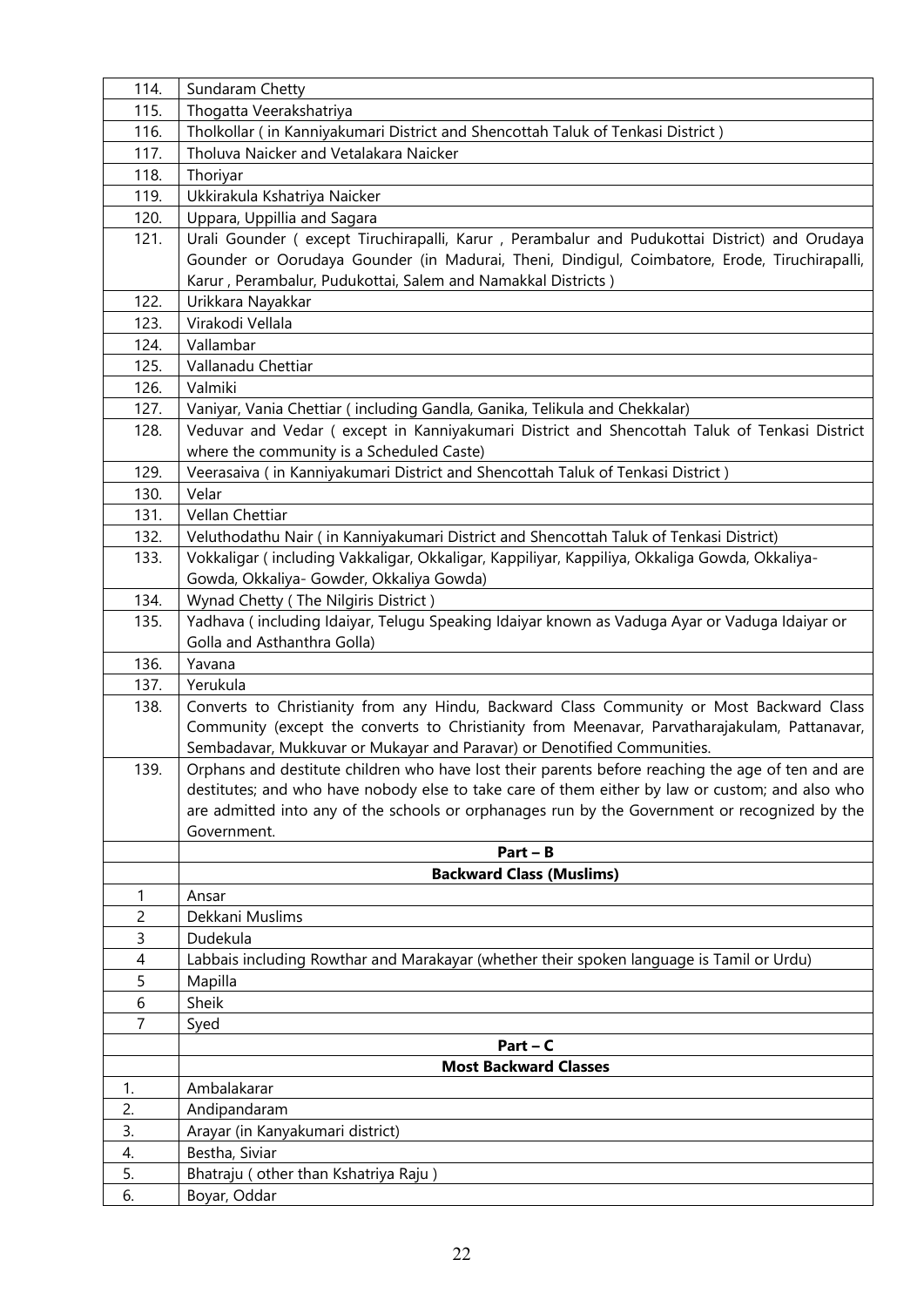| | |
|---|---|
| 114. | Sundaram Chetty |
| 115. | Thogatta Veerakshatriya |
| 116. | Tholkollar ( in Kanniyakumari District and Shencottah Taluk of Tenkasi District ) |
| 117. | Tholuva Naicker and Vetalakara Naicker |
| 118. | Thoriyar |
| 119. | Ukkirakula Kshatriya Naicker |
| 120. | Uppara, Uppillia and Sagara |
| 121. | Urali Gounder ( except Tiruchirapalli, Karur , Perambalur and Pudukottai District) and Orudaya Gounder or Oorudaya Gounder (in Madurai, Theni, Dindigul, Coimbatore, Erode, Tiruchirapalli, Karur , Perambalur, Pudukottai, Salem and Namakkal Districts ) |
| 122. | Urikkara Nayakkar |
| 123. | Virakodi Vellala |
| 124. | Vallambar |
| 125. | Vallanadu Chettiar |
| 126. | Valmiki |
| 127. | Vaniyar, Vania Chettiar ( including Gandla, Ganika, Telikula and Chekkalar) |
| 128. | Veduvar and Vedar ( except in Kanniyakumari District and Shencottah Taluk of Tenkasi District where the community is a Scheduled Caste) |
| 129. | Veerasaiva ( in Kanniyakumari District and Shencottah Taluk of Tenkasi District ) |
| 130. | Velar |
| 131. | Vellan Chettiar |
| 132. | Veluthodathu Nair ( in Kanniyakumari District and Shencottah Taluk of Tenkasi District) |
| 133. | Vokkaligar ( including Vakkaligar, Okkaligar, Kappiliyar, Kappiliya, Okkaliga Gowda, Okkaliya-Gowda, Okkaliya- Gowder, Okkaliya Gowda) |
| 134. | Wynad Chetty ( The Nilgiris District ) |
| 135. | Yadhava ( including Idaiyar, Telugu Speaking Idaiyar known as Vaduga Ayar or Vaduga Idaiyar or Golla and Asthanthra Golla) |
| 136. | Yavana |
| 137. | Yerukula |
| 138. | Converts to Christianity from any Hindu, Backward Class Community or Most Backward Class Community (except the converts to Christianity from Meenavar, Parvatharajakulam, Pattanavar, Sembadavar, Mukkuvar or Mukayar and Paravar) or Denotified Communities. |
| 139. | Orphans and destitute children who have lost their parents before reaching the age of ten and are destitutes; and who have nobody else to take care of them either by law or custom; and also who are admitted into any of the schools or orphanages run by the Government or recognized by the Government. |
| | **Part – B** |
| | **Backward Class (Muslims)** |
| 1 | Ansar |
| 2 | Dekkani Muslims |
| 3 | Dudekula |
| 4 | Labbais including Rowthar and Marakayar (whether their spoken language is Tamil or Urdu) |
| 5 | Mapilla |
| 6 | Sheik |
| 7 | Syed |
| | **Part – C** |
| | **Most Backward Classes** |
| 1. | Ambalakarar |
| 2. | Andipandaram |
| 3. | Arayar (in Kanyakumari district) |
| 4. | Bestha, Siviar |
| 5. | Bhatraju ( other than Kshatriya Raju ) |
| 6. | Boyar, Oddar |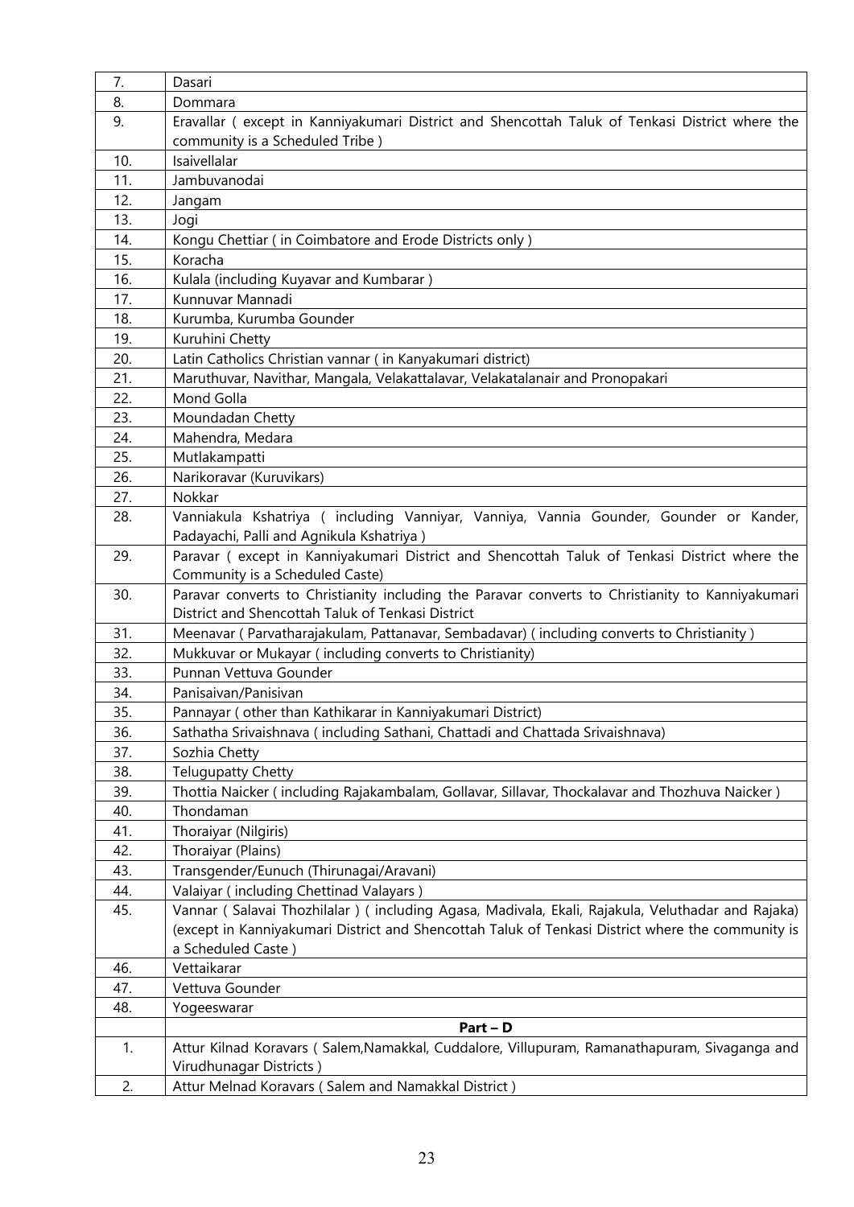| | |
|---|---|
| 7. | Dasari |
| 8. | Dommara |
| 9. | Eravallar ( except in Kanniyakumari District and Shencottah Taluk of Tenkasi District where the community is a Scheduled Tribe ) |
| 10. | Isaivellalar |
| 11. | Jambuvanodai |
| 12. | Jangam |
| 13. | Jogi |
| 14. | Kongu Chettiar ( in Coimbatore and Erode Districts only ) |
| 15. | Koracha |
| 16. | Kulala (including Kuyavar and Kumbarar ) |
| 17. | Kunnuvar Mannadi |
| 18. | Kurumba, Kurumba Gounder |
| 19. | Kuruhini Chetty |
| 20. | Latin Catholics Christian vannar ( in Kanyakumari district) |
| 21. | Maruthuvar, Navithar, Mangala, Velakattalavar, Velakatalanair and Pronopakari |
| 22. | Mond Golla |
| 23. | Moundadan Chetty |
| 24. | Mahendra, Medara |
| 25. | Mutlakampatti |
| 26. | Narikoravar (Kuruvikars) |
| 27. | Nokkar |
| 28. | Vanniakula Kshatriya ( including Vanniyar, Vanniya, Vannia Gounder, Gounder or Kander, Padayachi, Palli and Agnikula Kshatriya ) |
| 29. | Paravar ( except in Kanniyakumari District and Shencottah Taluk of Tenkasi District where the Community is a Scheduled Caste) |
| 30. | Paravar converts to Christianity including the Paravar converts to Christianity to Kanniyakumari District and Shencottah Taluk of Tenkasi District |
| 31. | Meenavar ( Parvatharajakulam, Pattanavar, Sembadavar) ( including converts to Christianity ) |
| 32. | Mukkuvar or Mukayar ( including converts to Christianity) |
| 33. | Punnan Vettuva Gounder |
| 34. | Panisaivan/Panisivan |
| 35. | Pannayar ( other than Kathikarar in Kanniyakumari District) |
| 36. | Sathatha Srivaishnava ( including Sathani, Chattadi and Chattada Srivaishnava) |
| 37. | Sozhia Chetty |
| 38. | Telugupatty Chetty |
| 39. | Thottia Naicker ( including Rajakambalam, Gollavar, Sillavar, Thockalavar and Thozhuva Naicker ) |
| 40. | Thondaman |
| 41. | Thoraiyar (Nilgiris) |
| 42. | Thoraiyar (Plains) |
| 43. | Transgender/Eunuch (Thirunagai/Aravani) |
| 44. | Valaiyar ( including Chettinad Valayars ) |
| 45. | Vannar ( Salavai Thozhilalar ) ( including Agasa, Madivala, Ekali, Rajakula, Veluthadar and Rajaka) (except in Kanniyakumari District and Shencottah Taluk of Tenkasi District where the community is a Scheduled Caste ) |
| 46. | Vettaikarar |
| 47. | Vettuva Gounder |
| 48. | Yogeeswarar |
| | **Part – D** |
| 1. | Attur Kilnad Koravars ( Salem,Namakkal, Cuddalore, Villupuram, Ramanathapuram, Sivaganga and Virudhunagar Districts ) |
| 2. | Attur Melnad Koravars ( Salem and Namakkal District ) |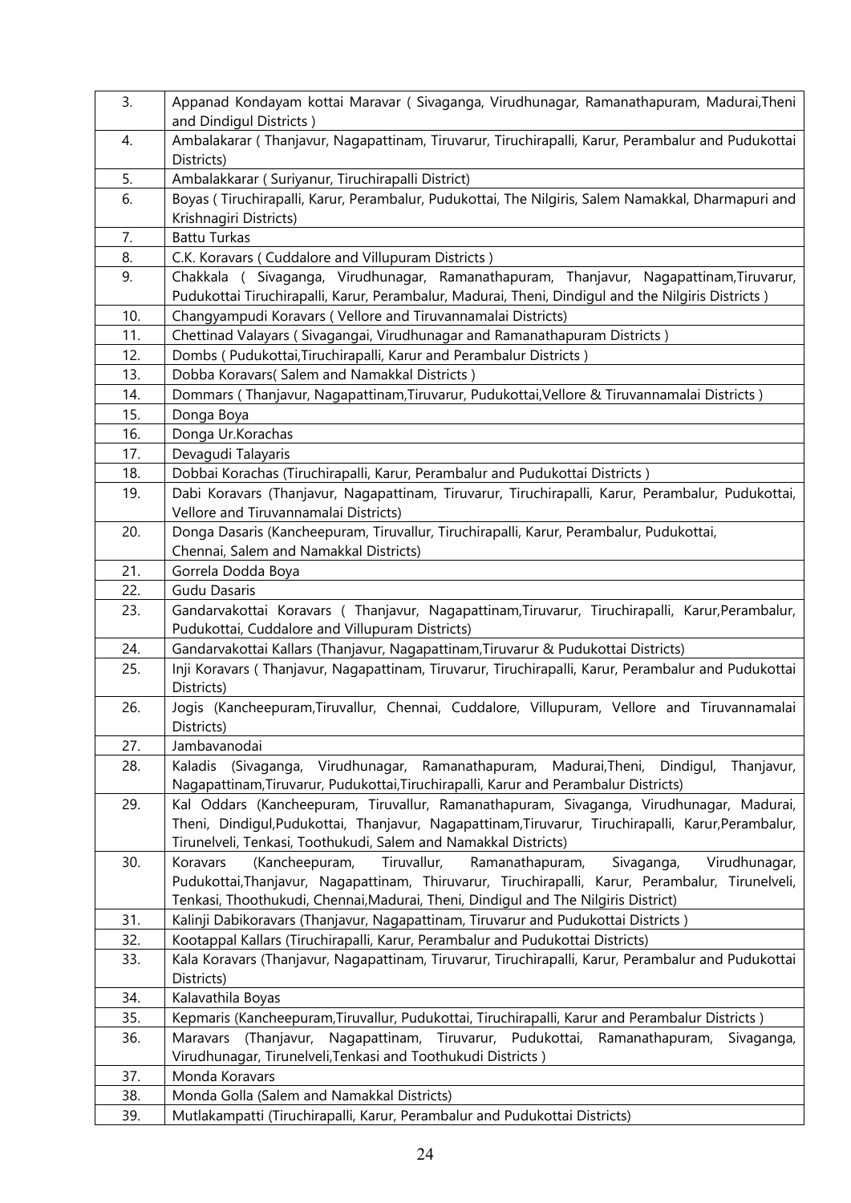| | |
|---|---|
| 3. | Appanad Kondayam kottai Maravar ( Sivaganga, Virudhunagar, Ramanathapuram, Madurai,Theni and Dindigul Districts ) |
| 4. | Ambalakarar ( Thanjavur, Nagapattinam, Tiruvarur, Tiruchirapalli, Karur, Perambalur and Pudukottai Districts) |
| 5. | Ambalakkarar ( Suriyanur, Tiruchirapalli District) |
| 6. | Boyas ( Tiruchirapalli, Karur, Perambalur, Pudukottai, The Nilgiris, Salem Namakkal, Dharmapuri and Krishnagiri Districts) |
| 7. | Battu Turkas |
| 8. | C.K. Koravars ( Cuddalore and Villupuram Districts ) |
| 9. | Chakkala ( Sivaganga, Virudhunagar, Ramanathapuram, Thanjavur, Nagapattinam,Tiruvarur, Pudukottai Tiruchirapalli, Karur, Perambalur, Madurai, Theni, Dindigul and the Nilgiris Districts ) |
| 10. | Changyampudi Koravars ( Vellore and Tiruvannamalai Districts) |
| 11. | Chettinad Valayars ( Sivagangai, Virudhunagar and Ramanathapuram Districts ) |
| 12. | Dombs ( Pudukottai,Tiruchirapalli, Karur and Perambalur Districts ) |
| 13. | Dobba Koravars( Salem and Namakkal Districts ) |
| 14. | Dommars ( Thanjavur, Nagapattinam,Tiruvarur, Pudukottai,Vellore & Tiruvannamalai Districts ) |
| 15. | Donga Boya |
| 16. | Donga Ur.Korachas |
| 17. | Devagudi Talayaris |
| 18. | Dobbai Korachas (Tiruchirapalli, Karur, Perambalur and Pudukottai Districts ) |
| 19. | Dabi Koravars (Thanjavur, Nagapattinam, Tiruvarur, Tiruchirapalli, Karur, Perambalur, Pudukottai, Vellore and Tiruvannamalai Districts) |
| 20. | Donga Dasaris (Kancheepuram, Tiruvallur, Tiruchirapalli, Karur, Perambalur, Pudukottai, Chennai, Salem and Namakkal Districts) |
| 21. | Gorrela Dodda Boya |
| 22. | Gudu Dasaris |
| 23. | Gandarvakottai Koravars ( Thanjavur, Nagapattinam,Tiruvarur, Tiruchirapalli, Karur,Perambalur, Pudukottai, Cuddalore and Villupuram Districts) |
| 24. | Gandarvakottai Kallars (Thanjavur, Nagapattinam,Tiruvarur & Pudukottai Districts) |
| 25. | Inji Koravars ( Thanjavur, Nagapattinam, Tiruvarur, Tiruchirapalli, Karur, Perambalur and Pudukottai Districts) |
| 26. | Jogis (Kancheepuram,Tiruvallur, Chennai, Cuddalore, Villupuram, Vellore and Tiruvannamalai Districts) |
| 27. | Jambavanodai |
| 28. | Kaladis (Sivaganga, Virudhunagar, Ramanathapuram, Madurai,Theni, Dindigul, Thanjavur, Nagapattinam,Tiruvarur, Pudukottai,Tiruchirapalli, Karur and Perambalur Districts) |
| 29. | Kal Oddars (Kancheepuram, Tiruvallur, Ramanathapuram, Sivaganga, Virudhunagar, Madurai, Theni, Dindigul,Pudukottai, Thanjavur, Nagapattinam,Tiruvarur, Tiruchirapalli, Karur,Perambalur, Tirunelveli, Tenkasi, Toothukudi, Salem and Namakkal Districts) |
| 30. | Koravars (Kancheepuram, Tiruvallur, Ramanathapuram, Sivaganga, Virudhunagar, Pudukottai,Thanjavur, Nagapattinam, Thiruvarur, Tiruchirapalli, Karur, Perambalur, Tirunelveli, Tenkasi, Thoothukudi, Chennai,Madurai, Theni, Dindigul and The Nilgiris District) |
| 31. | Kalinji Dabikoravars (Thanjavur, Nagapattinam, Tiruvarur and Pudukottai Districts ) |
| 32. | Kootappal Kallars (Tiruchirapalli, Karur, Perambalur and Pudukottai Districts) |
| 33. | Kala Koravars (Thanjavur, Nagapattinam, Tiruvarur, Tiruchirapalli, Karur, Perambalur and Pudukottai Districts) |
| 34. | Kalavathila Boyas |
| 35. | Kepmaris (Kancheepuram,Tiruvallur, Pudukottai, Tiruchirapalli, Karur and Perambalur Districts ) |
| 36. | Maravars (Thanjavur, Nagapattinam, Tiruvarur, Pudukottai, Ramanathapuram, Sivaganga, Virudhunagar, Tirunelveli,Tenkasi and Toothukudi Districts ) |
| 37. | Monda Koravars |
| 38. | Monda Golla (Salem and Namakkal Districts) |
| 39. | Mutlakampatti (Tiruchirapalli, Karur, Perambalur and Pudukottai Districts) |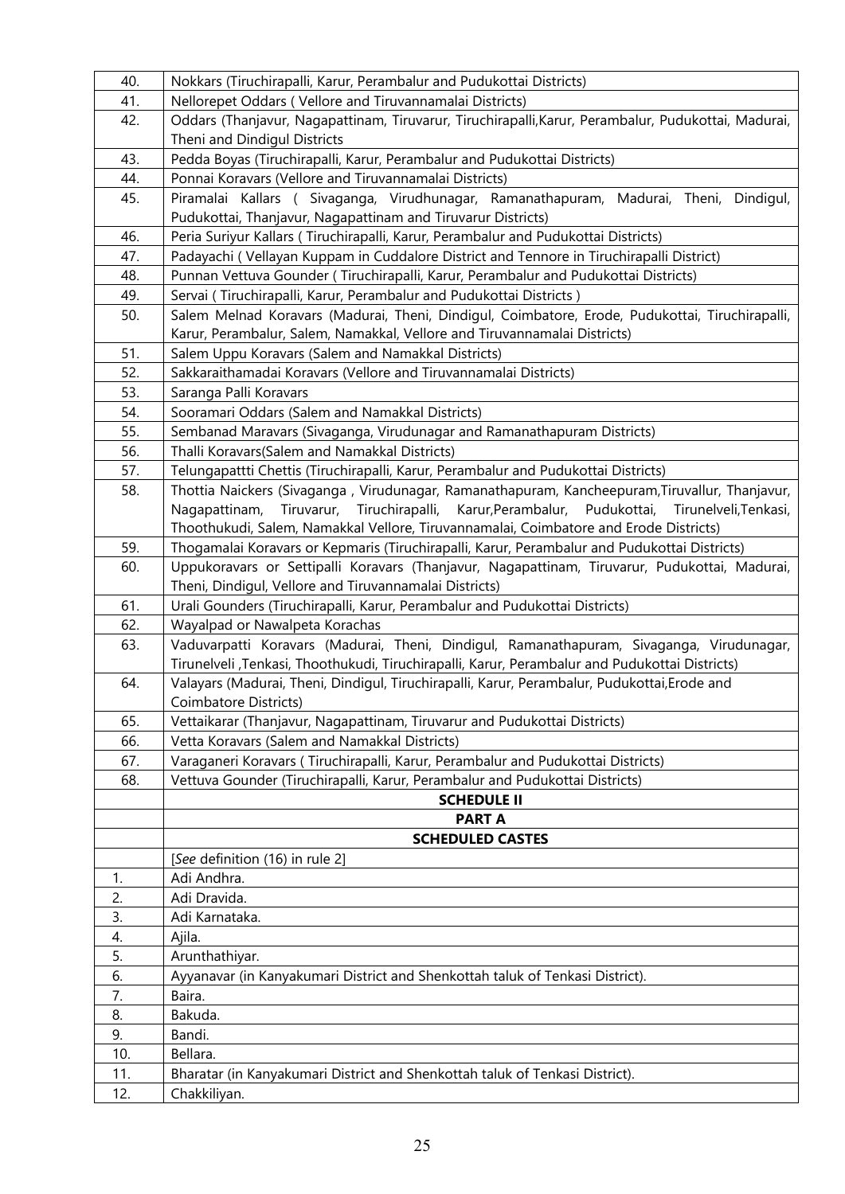| | |
|---|---|
| 40. | Nokkars (Tiruchirapalli, Karur, Perambalur and Pudukottai Districts) |
| 41. | Nellorepet Oddars ( Vellore and Tiruvannamalai Districts) |
| 42. | Oddars (Thanjavur, Nagapattinam, Tiruvarur, Tiruchirapalli,Karur, Perambalur, Pudukottai, Madurai, Theni and Dindigul Districts |
| 43. | Pedda Boyas (Tiruchirapalli, Karur, Perambalur and Pudukottai Districts) |
| 44. | Ponnai Koravars (Vellore and Tiruvannamalai Districts) |
| 45. | Piramalai Kallars ( Sivaganga, Virudhunagar, Ramanathapuram, Madurai, Theni, Dindigul, Pudukottai, Thanjavur, Nagapattinam and Tiruvarur Districts) |
| 46. | Peria Suriyur Kallars ( Tiruchirapalli, Karur, Perambalur and Pudukottai Districts) |
| 47. | Padayachi ( Vellayan Kuppam in Cuddalore District and Tennore in Tiruchirapalli District) |
| 48. | Punnan Vettuva Gounder ( Tiruchirapalli, Karur, Perambalur and Pudukottai Districts) |
| 49. | Servai ( Tiruchirapalli, Karur, Perambalur and Pudukottai Districts ) |
| 50. | Salem Melnad Koravars (Madurai, Theni, Dindigul, Coimbatore, Erode, Pudukottai, Tiruchirapalli, Karur, Perambalur, Salem, Namakkal, Vellore and Tiruvannamalai Districts) |
| 51. | Salem Uppu Koravars (Salem and Namakkal Districts) |
| 52. | Sakkaraithamadai Koravars (Vellore and Tiruvannamalai Districts) |
| 53. | Saranga Palli Koravars |
| 54. | Sooramari Oddars (Salem and Namakkal Districts) |
| 55. | Sembanad Maravars (Sivaganga, Virudunagar and Ramanathapuram Districts) |
| 56. | Thalli Koravars(Salem and Namakkal Districts) |
| 57. | Telungapattti Chettis (Tiruchirapalli, Karur, Perambalur and Pudukottai Districts) |
| 58. | Thottia Naickers (Sivaganga , Virudunagar, Ramanathapuram, Kancheepuram,Tiruvallur, Thanjavur, Nagapattinam, Tiruvarur, Tiruchirapalli, Karur,Perambalur, Pudukottai, Tirunelveli,Tenkasi, Thoothukudi, Salem, Namakkal Vellore, Tiruvannamalai, Coimbatore and Erode Districts) |
| 59. | Thogamalai Koravars or Kepmaris (Tiruchirapalli, Karur, Perambalur and Pudukottai Districts) |
| 60. | Uppukoravars or Settipalli Koravars (Thanjavur, Nagapattinam, Tiruvarur, Pudukottai, Madurai, Theni, Dindigul, Vellore and Tiruvannamalai Districts) |
| 61. | Urali Gounders (Tiruchirapalli, Karur, Perambalur and Pudukottai Districts) |
| 62. | Wayalpad or Nawalpeta Korachas |
| 63. | Vaduvarpatti Koravars (Madurai, Theni, Dindigul, Ramanathapuram, Sivaganga, Virudunagar, Tirunelveli ,Tenkasi, Thoothukudi, Tiruchirapalli, Karur, Perambalur and Pudukottai Districts) |
| 64. | Valayars (Madurai, Theni, Dindigul, Tiruchirapalli, Karur, Perambalur, Pudukottai,Erode and Coimbatore Districts) |
| 65. | Vettaikarar (Thanjavur, Nagapattinam, Tiruvarur and Pudukottai Districts) |
| 66. | Vetta Koravars (Salem and Namakkal Districts) |
| 67. | Varaganeri Koravars ( Tiruchirapalli, Karur, Perambalur and Pudukottai Districts) |
| 68. | Vettuva Gounder (Tiruchirapalli, Karur, Perambalur and Pudukottai Districts) |
| | **SCHEDULE II** |
| | **PART A** |
| | **SCHEDULED CASTES** |
| | [*See* definition (16) in rule 2] |
| 1. | Adi Andhra. |
| 2. | Adi Dravida. |
| 3. | Adi Karnataka. |
| 4. | Ajila. |
| 5. | Arunthathiyar. |
| 6. | Ayyanavar (in Kanyakumari District and Shenkottah taluk of Tenkasi District). |
| 7. | Baira. |
| 8. | Bakuda. |
| 9. | Bandi. |
| 10. | Bellara. |
| 11. | Bharatar (in Kanyakumari District and Shenkottah taluk of Tenkasi District). |
| 12. | Chakkiliyan. |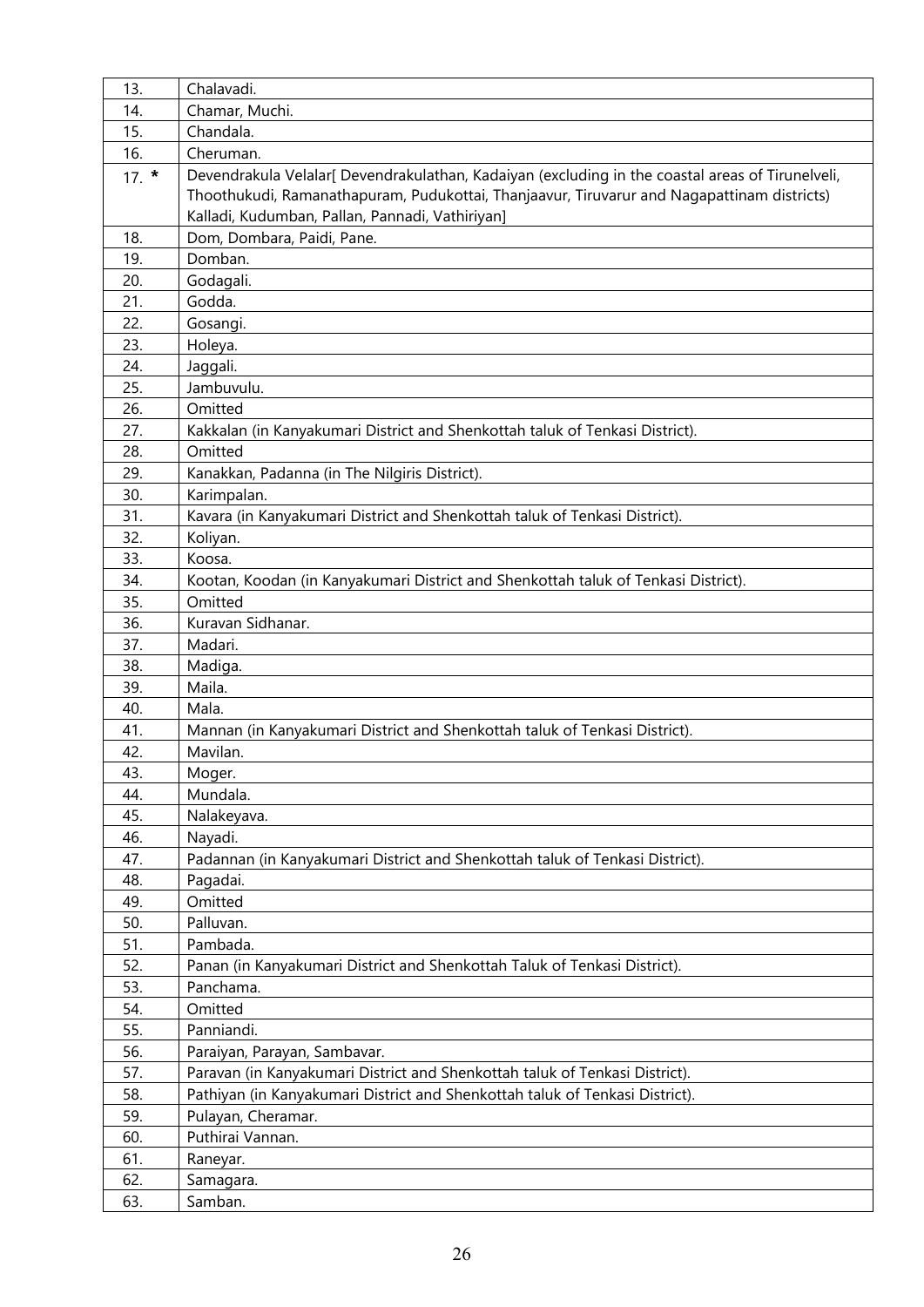| | |
|---|---|
| 13. | Chalavadi. |
| 14. | Chamar, Muchi. |
| 15. | Chandala. |
| 16. | Cheruman. |
| 17. * | Devendrakula Velalar[ Devendrakulathan, Kadaiyan (excluding in the coastal areas of Tirunelveli, Thoothukudi, Ramanathapuram, Pudukottai, Thanjaavur, Tiruvarur and Nagapattinam districts) Kalladi, Kudumban, Pallan, Pannadi, Vathiriyan] |
| 18. | Dom, Dombara, Paidi, Pane. |
| 19. | Domban. |
| 20. | Godagali. |
| 21. | Godda. |
| 22. | Gosangi. |
| 23. | Holeya. |
| 24. | Jaggali. |
| 25. | Jambuvulu. |
| 26. | Omitted |
| 27. | Kakkalan (in Kanyakumari District and Shenkottah taluk of Tenkasi District). |
| 28. | Omitted |
| 29. | Kanakkan, Padanna (in The Nilgiris District). |
| 30. | Karimpalan. |
| 31. | Kavara (in Kanyakumari District and Shenkottah taluk of Tenkasi District). |
| 32. | Koliyan. |
| 33. | Koosa. |
| 34. | Kootan, Koodan (in Kanyakumari District and Shenkottah taluk of Tenkasi District). |
| 35. | Omitted |
| 36. | Kuravan Sidhanar. |
| 37. | Madari. |
| 38. | Madiga. |
| 39. | Maila. |
| 40. | Mala. |
| 41. | Mannan (in Kanyakumari District and Shenkottah taluk of Tenkasi District). |
| 42. | Mavilan. |
| 43. | Moger. |
| 44. | Mundala. |
| 45. | Nalakeyava. |
| 46. | Nayadi. |
| 47. | Padannan (in Kanyakumari District and Shenkottah taluk of Tenkasi District). |
| 48. | Pagadai. |
| 49. | Omitted |
| 50. | Palluvan. |
| 51. | Pambada. |
| 52. | Panan (in Kanyakumari District and Shenkottah Taluk of Tenkasi District). |
| 53. | Panchama. |
| 54. | Omitted |
| 55. | Panniandi. |
| 56. | Paraiyan, Parayan, Sambavar. |
| 57. | Paravan (in Kanyakumari District and Shenkottah taluk of Tenkasi District). |
| 58. | Pathiyan (in Kanyakumari District and Shenkottah taluk of Tenkasi District). |
| 59. | Pulayan, Cheramar. |
| 60. | Puthirai Vannan. |
| 61. | Raneyar. |
| 62. | Samagara. |
| 63. | Samban. |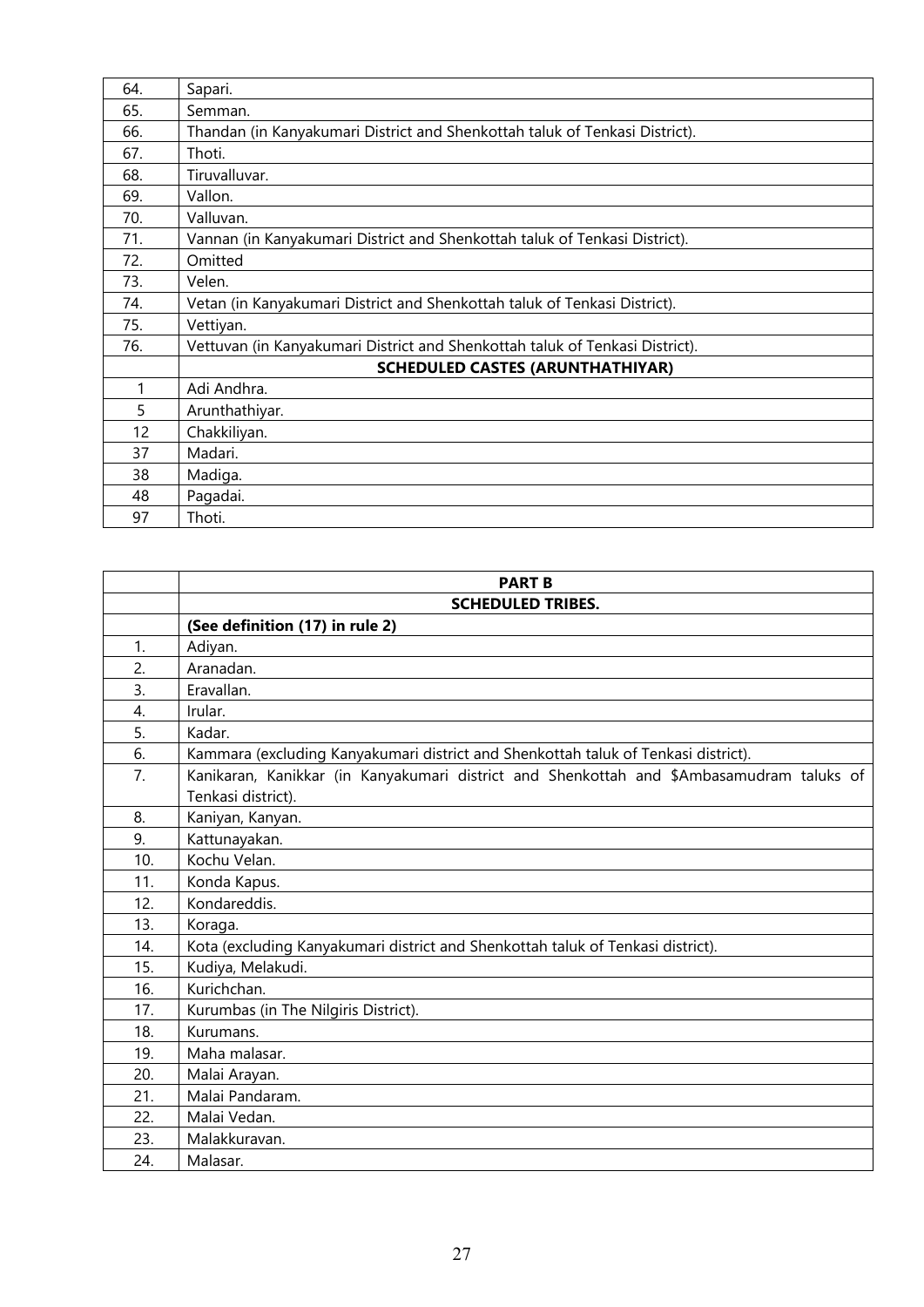| | |
|---|---|
| 64. | Sapari. |
| 65. | Semman. |
| 66. | Thandan (in Kanyakumari District and Shenkottah taluk of Tenkasi District). |
| 67. | Thoti. |
| 68. | Tiruvalluvar. |
| 69. | Vallon. |
| 70. | Valluvan. |
| 71. | Vannan (in Kanyakumari District and Shenkottah taluk of Tenkasi District). |
| 72. | Omitted |
| 73. | Velen. |
| 74. | Vetan (in Kanyakumari District and Shenkottah taluk of Tenkasi District). |
| 75. | Vettiyan. |
| 76. | Vettuvan (in Kanyakumari District and Shenkottah taluk of Tenkasi District). |
| | **SCHEDULED CASTES (ARUNTHATHIYAR)** |
| 1 | Adi Andhra. |
| 5 | Arunthathiyar. |
| 12 | Chakkiliyan. |
| 37 | Madari. |
| 38 | Madiga. |
| 48 | Pagadai. |
| 97 | Thoti. |

| | **PART B** |
|---|---|
| | **SCHEDULED TRIBES.** |
| | **(See definition (17) in rule 2)** |
| 1. | Adiyan. |
| 2. | Aranadan. |
| 3. | Eravallan. |
| 4. | Irular. |
| 5. | Kadar. |
| 6. | Kammara (excluding Kanyakumari district and Shenkottah taluk of Tenkasi district). |
| 7. | Kanikaran, Kanikkar (in Kanyakumari district and Shenkottah and $Ambasamudram taluks of Tenkasi district). |
| 8. | Kaniyan, Kanyan. |
| 9. | Kattunayakan. |
| 10. | Kochu Velan. |
| 11. | Konda Kapus. |
| 12. | Kondareddis. |
| 13. | Koraga. |
| 14. | Kota (excluding Kanyakumari district and Shenkottah taluk of Tenkasi district). |
| 15. | Kudiya, Melakudi. |
| 16. | Kurichchan. |
| 17. | Kurumbas (in The Nilgiris District). |
| 18. | Kurumans. |
| 19. | Maha malasar. |
| 20. | Malai Arayan. |
| 21. | Malai Pandaram. |
| 22. | Malai Vedan. |
| 23. | Malakkuravan. |
| 24. | Malasar. |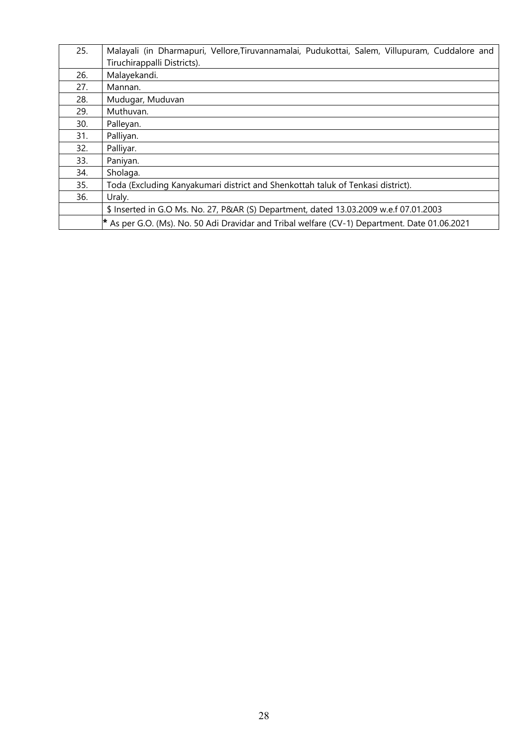| | |
|---|---|
| 25. | Malayali (in Dharmapuri, Vellore,Tiruvannamalai, Pudukottai, Salem, Villupuram, Cuddalore and Tiruchirappalli Districts). |
| 26. | Malayekandi. |
| 27. | Mannan. |
| 28. | Mudugar, Muduvan |
| 29. | Muthuvan. |
| 30. | Palleyan. |
| 31. | Palliyan. |
| 32. | Palliyar. |
| 33. | Paniyan. |
| 34. | Sholaga. |
| 35. | Toda (Excluding Kanyakumari district and Shenkottah taluk of Tenkasi district). |
| 36. | Uraly. |
| | $ Inserted in G.O Ms. No. 27, P&AR (S) Department, dated 13.03.2009 w.e.f 07.01.2003 |
| | **\*** As per G.O. (Ms). No. 50 Adi Dravidar and Tribal welfare (CV-1) Department. Date 01.06.2021 |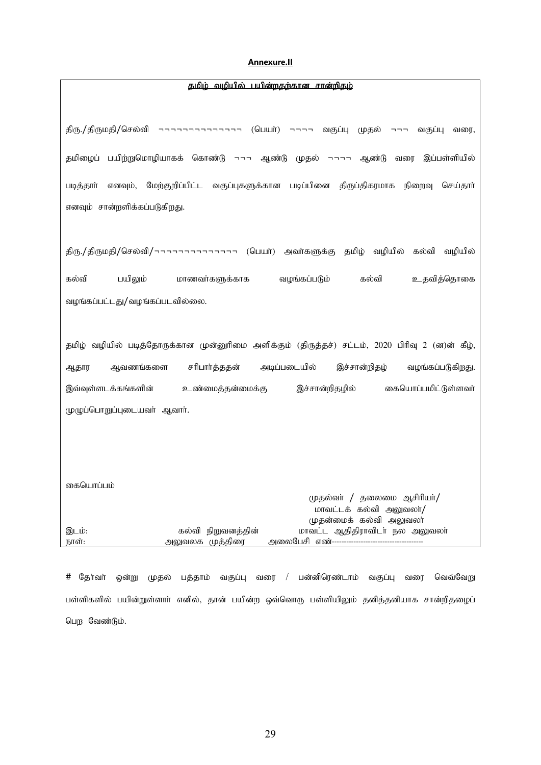**Annexure.II**

**தமிழ் வழியில் பயின்றதற்கான சான்றிதழ்**

திரு./திருமதி/செல்வி ¬¬¬¬¬¬¬¬¬¬¬¬¬¬ (பெயர்) ¬¬¬¬ வகுப்பு முதல் ¬¬¬ வகுப்பு வரை, தமிழைப் பயிற்றுமொழியாகக் கொண்டு ¬¬¬ ஆண்டு முதல் ¬¬¬¬ ஆண்டு வரை இப்பள்ளியில் படித்தார் எனவும், மேற்குறிப்பிட்ட வகுப்புகளுக்கான படிப்பினை திருப்திகரமாக நிறைவு செய்தார் எனவும் சான்றளிக்கப்படுகிறது.

திரு./திருமதி/செல்வி/¬¬¬¬¬¬¬¬¬¬¬¬¬¬ (பெயர்) அவர்களுக்கு தமிழ் வழியில் கல்வி வழியில் கல்வி பயிலும் மாணவர்களுக்காக வழங்கப்படும் கல்வி உதவித்தொகை வழங்கப்பட்டது/வழங்கப்படவில்லை.

தமிழ் வழியில் படித்தோருக்கான முன்னுரிமை அளிக்கும் (திருத்தச்) சட்டம், 2020 பிரிவு 2 (ன)ன் கீழ், ஆதார ஆவணங்களை சரிபார்த்ததன் அடிப்படையில் இச்சான்றிதழ் வழங்கப்படுகிறது. இவ்வுள்ளடக்கங்களின் உண்மைத்தன்மைக்கு இச்சான்றிதழில் கையொப்பமிட்டுள்ளவர் முழுப்பொறுப்புடையவர் ஆவார்.

கையொப்பம்

முதல்வர் / தலைமை ஆசிரியர்/
மாவட்டக் கல்வி அலுவலர்/
முதன்மைக் கல்வி அலுவலர்
மாவட்ட ஆதிதிராவிடர் நல அலுவலர்

இடம்:
நாள்:

கல்வி நிறுவனத்தின்
அலுவலக முத்திரை

அலைபேசி எண்-------------------------------------

# தேர்வர் ஒன்று முதல் பத்தாம் வகுப்பு வரை / பன்னிரெண்டாம் வகுப்பு வரை வெவ்வேறு பள்ளிகளில் பயின்றுள்ளார் எனில், தான் பயின்ற ஒவ்வொரு பள்ளியிலும் தனித்தனியாக சான்றிதழைப் பெற வேண்டும்.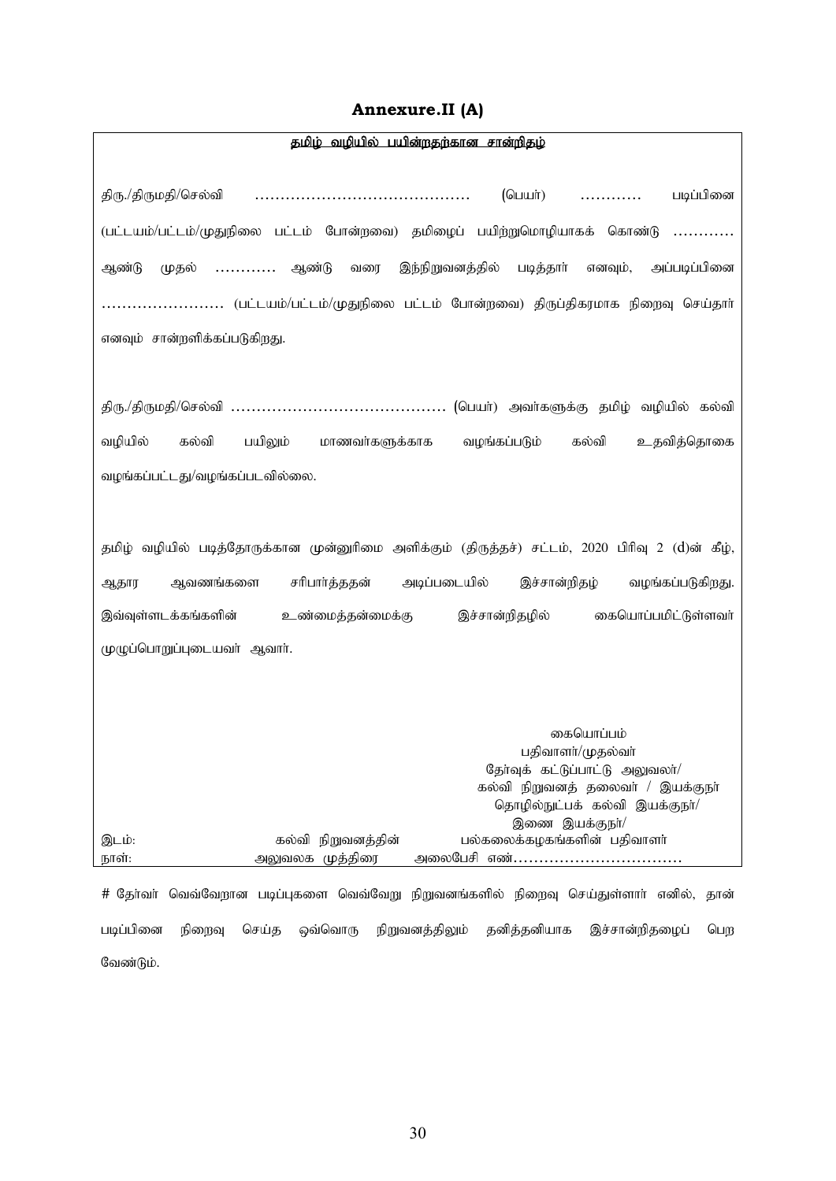**Annexure.II (A)**

**தமிழ் வழியில் பயின்றதற்கான சான்றிதழ்**

திரு./திருமதி/செல்வி …………………………………… (பெயர்) ………… படிப்பினை (பட்டயம்/பட்டம்/முதுநிலை பட்டம் போன்றவை) தமிழைப் பயிற்றுமொழியாகக் கொண்டு ………… ஆண்டு முதல் ………… ஆண்டு வரை இந்நிறுவனத்தில் படித்தார் எனவும், அப்படிப்பினை …………………… (பட்டயம்/பட்டம்/முதுநிலை பட்டம் போன்றவை) திருப்திகரமாக நிறைவு செய்தார் எனவும் சான்றளிக்கப்படுகிறது.

திரு./திருமதி/செல்வி …………………………………… (பெயர்) அவர்களுக்கு தமிழ் வழியில் கல்வி வழியில் கல்வி பயிலும் மாணவர்களுக்காக வழங்கப்படும் கல்வி உதவித்தொகை வழங்கப்பட்டது/வழங்கப்படவில்லை.

தமிழ் வழியில் படித்தோருக்கான முன்னுரிமை அளிக்கும் (திருத்தச்) சட்டம், 2020 பிரிவு 2 (d)ன் கீழ், ஆதார ஆவணங்களை சரிபார்த்ததன் அடிப்படையில் இச்சான்றிதழ் வழங்கப்படுகிறது. இவ்வுள்ளடக்கங்களின் உண்மைத்தன்மைக்கு இச்சான்றிதழில் கையொப்பமிட்டுள்ளவர் முழுப்பொறுப்புடையவர் ஆவார்.

கையொப்பம்
பதிவாளர்/முதல்வர்
தேர்வுக் கட்டுப்பாட்டு அலுவலர்/
கல்வி நிறுவனத் தலைவர் / இயக்குநர்
தொழில்நுட்பக் கல்வி இயக்குநர்/
இணை இயக்குநர்/
பல்கலைக்கழகங்களின் பதிவாளர்
அலைபேசி எண்……………………………

இடம்:
நாள்:

கல்வி நிறுவனத்தின்
அலுவலக முத்திரை

# தேர்வர் வெவ்வேறான படிப்புகளை வெவ்வேறு நிறுவனங்களில் நிறைவு செய்துள்ளார் எனில், தான் படிப்பினை நிறைவு செய்த ஒவ்வொரு நிறுவனத்திலும் தனித்தனியாக இச்சான்றிதழைப் பெற வேண்டும்.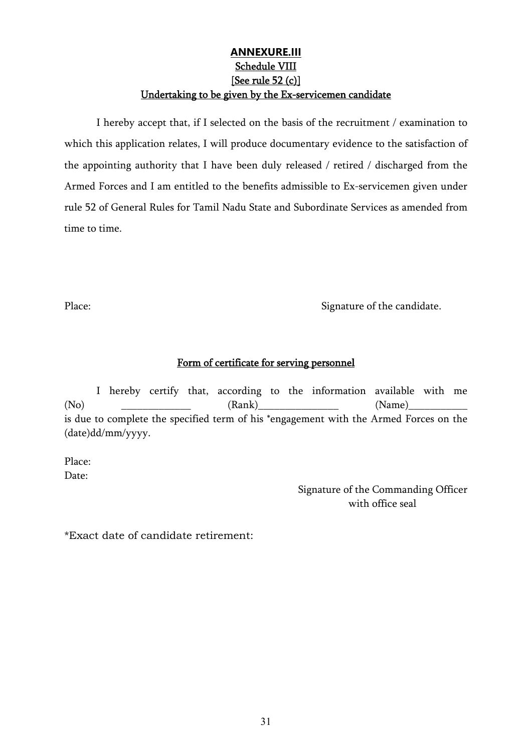**ANNEXURE.III**

Schedule VIII

[See rule 52 (c)]

Undertaking to be given by the Ex-servicemen candidate

I hereby accept that, if I selected on the basis of the recruitment / examination to which this application relates, I will produce documentary evidence to the satisfaction of the appointing authority that I have been duly released / retired / discharged from the Armed Forces and I am entitled to the benefits admissible to Ex-servicemen given under rule 52 of General Rules for Tamil Nadu State and Subordinate Services as amended from time to time.

Place: Signature of the candidate.

Form of certificate for serving personnel

I hereby certify that, according to the information available with me (No) _____________ (Rank)_______________ (Name)___________ is due to complete the specified term of his *engagement with the Armed Forces on the (date)dd/mm/yyyy.

Place:

Date:

Signature of the Commanding Officer with office seal

*Exact date of candidate retirement: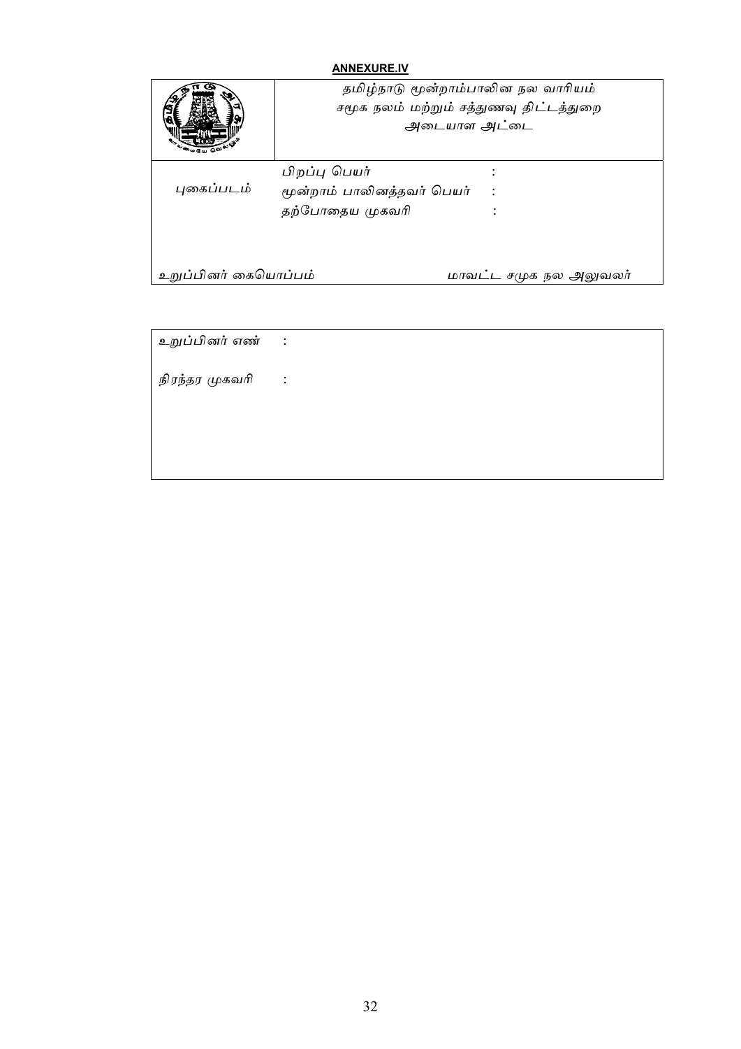**ANNEXURE.IV**

| | தமிழ்நாடு மூன்றாம்பாலின நல வாரியம்<br>சமூக நலம் மற்றும் சத்துணவு திட்டத்துறை<br>அடையாள அட்டை |
|---|---|
| புகைப்படம் | பிறப்பு பெயர் :<br>மூன்றாம் பாலினத்தவர் பெயர் :<br>தற்போதைய முகவரி : |
| உறுப்பினர் கையொப்பம் | மாவட்ட சமூக நல அலுவலர் |

| |
|---|
| உறுப்பினர் எண் : |
| நிரந்தர முகவரி : |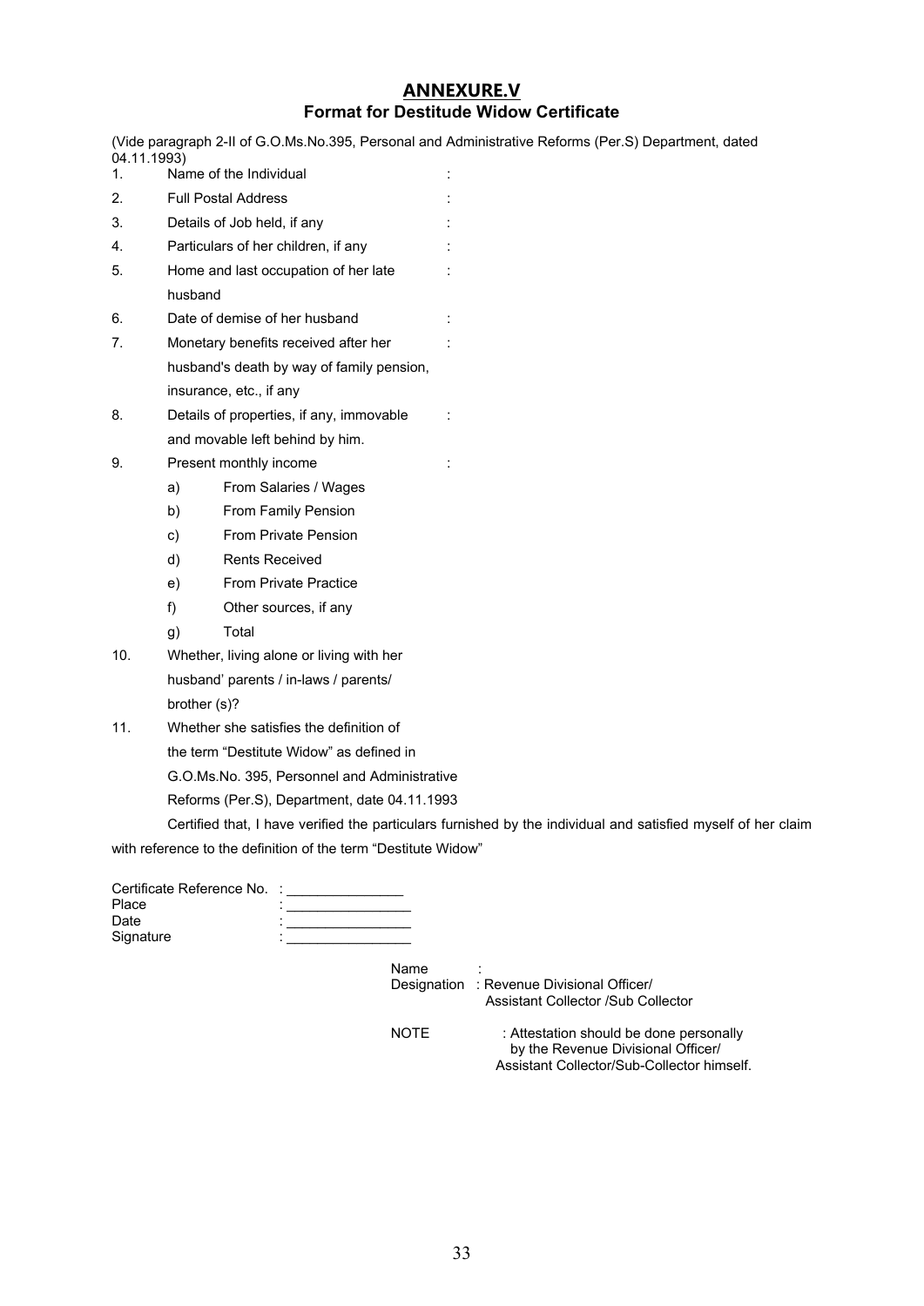## ANNEXURE.V

### Format for Destitude Widow Certificate

(Vide paragraph 2-II of G.O.Ms.No.395, Personal and Administrative Reforms (Per.S) Department, dated 04.11.1993)

1. Name of the Individual :
2. Full Postal Address :
3. Details of Job held, if any :
4. Particulars of her children, if any :
5. Home and last occupation of her late husband :
6. Date of demise of her husband :
7. Monetary benefits received after her husband's death by way of family pension, insurance, etc., if any :
8. Details of properties, if any, immovable and movable left behind by him. :
9. Present monthly income :
   - a) From Salaries / Wages
   - b) From Family Pension
   - c) From Private Pension
   - d) Rents Received
   - e) From Private Practice
   - f) Other sources, if any
   - g) Total
10. Whether, living alone or living with her husband' parents / in-laws / parents/ brother (s)?
11. Whether she satisfies the definition of the term "Destitute Widow" as defined in G.O.Ms.No. 395, Personnel and Administrative Reforms (Per.S), Department, date 04.11.1993

Certified that, I have verified the particulars furnished by the individual and satisfied myself of her claim with reference to the definition of the term "Destitute Widow"

Certificate Reference No. : _______________
Place : ________________
Date : ________________
Signature : ________________

Name :
Designation : Revenue Divisional Officer/ Assistant Collector /Sub Collector

NOTE : Attestation should be done personally by the Revenue Divisional Officer/ Assistant Collector/Sub-Collector himself.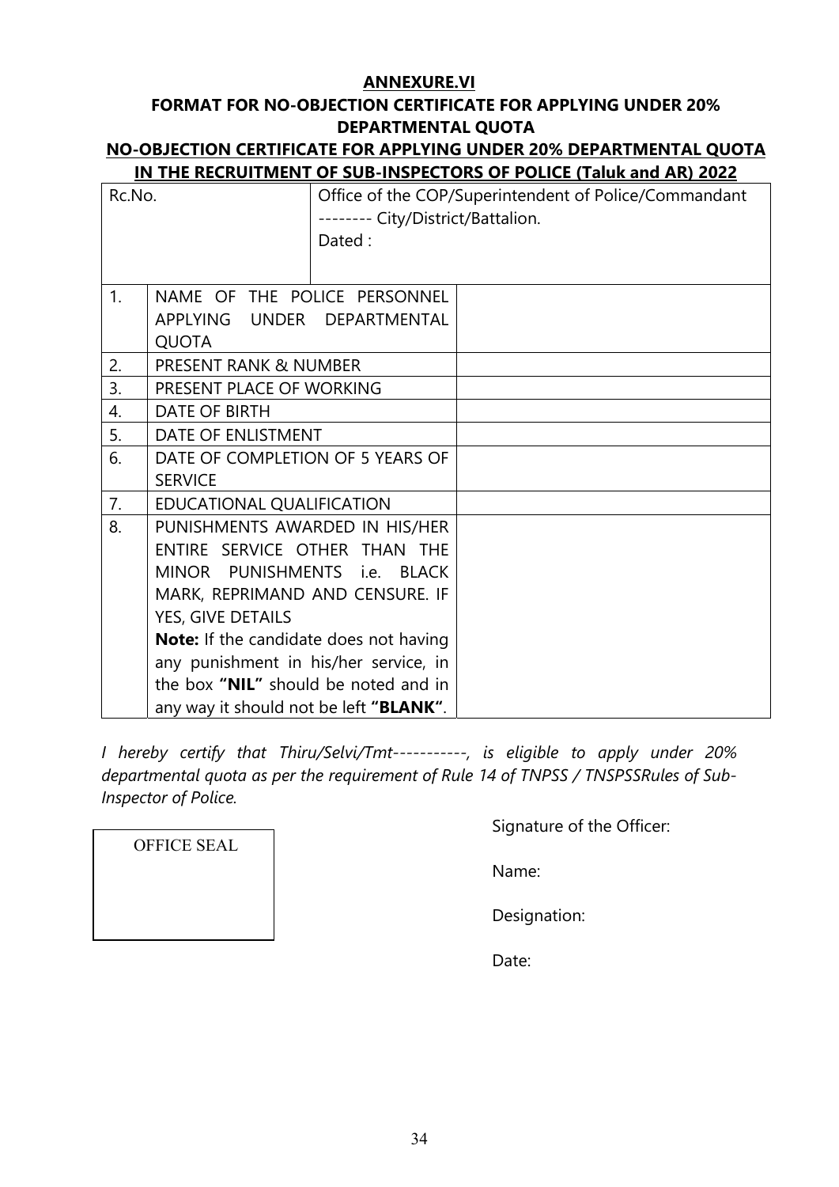**ANNEXURE.VI**

**FORMAT FOR NO-OBJECTION CERTIFICATE FOR APPLYING UNDER 20% DEPARTMENTAL QUOTA**

**NO-OBJECTION CERTIFICATE FOR APPLYING UNDER 20% DEPARTMENTAL QUOTA IN THE RECRUITMENT OF SUB-INSPECTORS OF POLICE (Taluk and AR) 2022**

| Rc.No. | Office of the COP/Superintendent of Police/Commandant -------- City/District/Battalion.<br>Dated : |
|---|---|

| | | |
|---|---|---|
| 1. | NAME OF THE POLICE PERSONNEL APPLYING UNDER DEPARTMENTAL QUOTA | |
| 2. | PRESENT RANK & NUMBER | |
| 3. | PRESENT PLACE OF WORKING | |
| 4. | DATE OF BIRTH | |
| 5. | DATE OF ENLISTMENT | |
| 6. | DATE OF COMPLETION OF 5 YEARS OF SERVICE | |
| 7. | EDUCATIONAL QUALIFICATION | |
| 8. | PUNISHMENTS AWARDED IN HIS/HER ENTIRE SERVICE OTHER THAN THE MINOR PUNISHMENTS i.e. BLACK MARK, REPRIMAND AND CENSURE. IF YES, GIVE DETAILS<br>**Note:** If the candidate does not having any punishment in his/her service, in the box **"NIL"** should be noted and in any way it should not be left **"BLANK"**. | |

*I hereby certify that Thiru/Selvi/Tmt-----------, is eligible to apply under 20% departmental quota as per the requirement of Rule 14 of TNPSS / TNSPSSRules of Sub-Inspector of Police.*

OFFICE SEAL

Signature of the Officer:

Name:

Designation:

Date: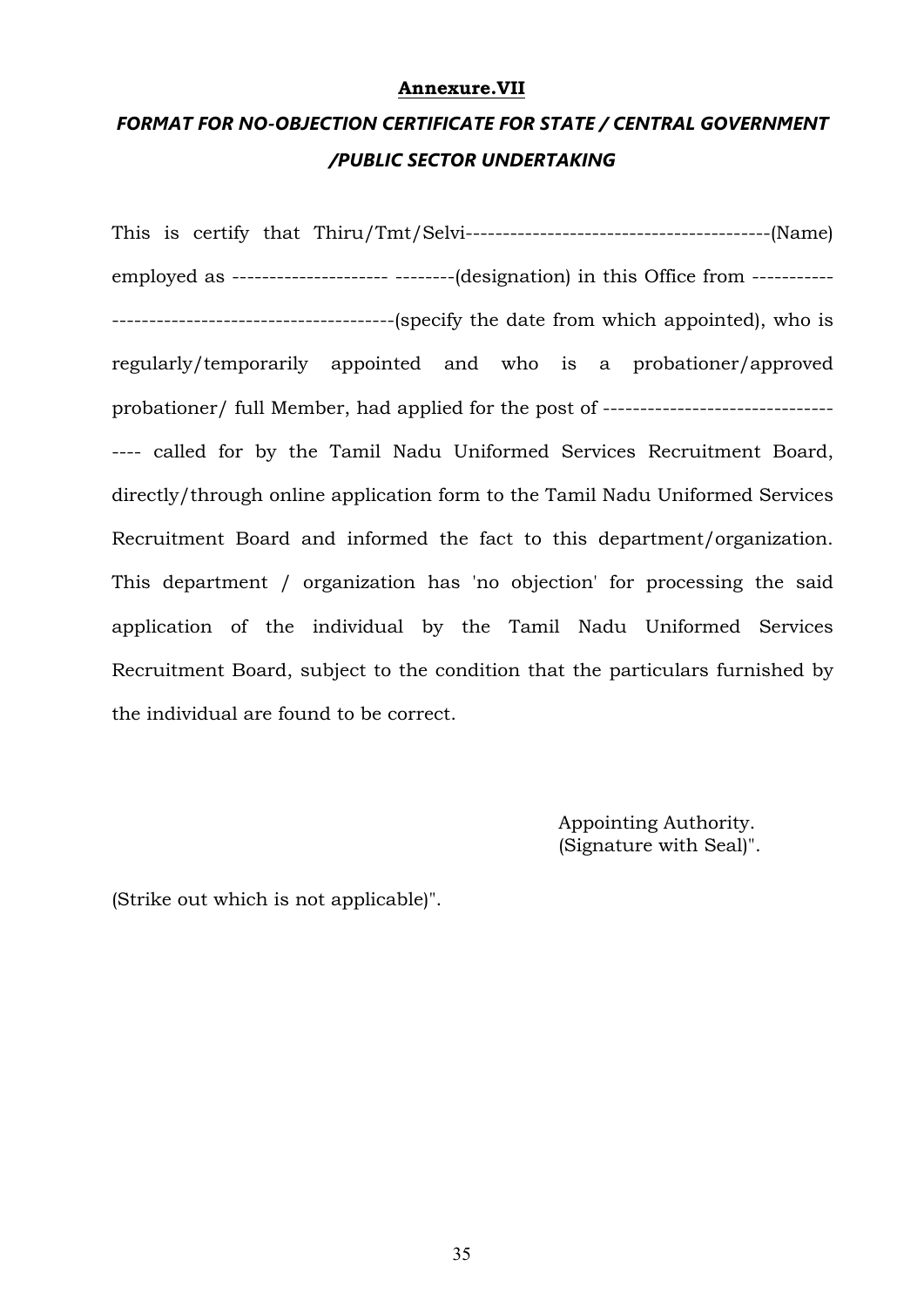**Annexure.VII**

***FORMAT FOR NO-OBJECTION CERTIFICATE FOR STATE / CENTRAL GOVERNMENT /PUBLIC SECTOR UNDERTAKING***

This is certify that Thiru/Tmt/Selvi-----------------------------------------(Name) employed as --------------------- --------(designation) in this Office from ----------- -------------------------------------(specify the date from which appointed), who is regularly/temporarily appointed and who is a probationer/approved probationer/ full Member, had applied for the post of ------------------------------- ---- called for by the Tamil Nadu Uniformed Services Recruitment Board, directly/through online application form to the Tamil Nadu Uniformed Services Recruitment Board and informed the fact to this department/organization. This department / organization has 'no objection' for processing the said application of the individual by the Tamil Nadu Uniformed Services Recruitment Board, subject to the condition that the particulars furnished by the individual are found to be correct.

Appointing Authority.
(Signature with Seal)".

(Strike out which is not applicable)".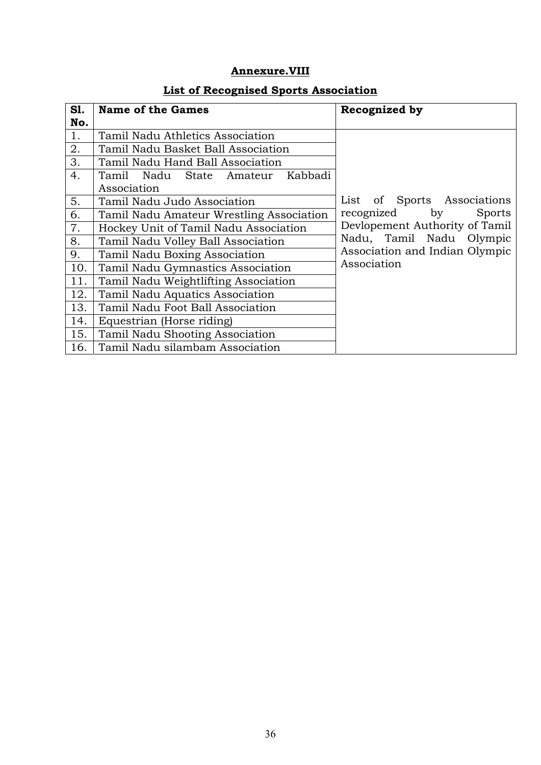## Annexure.VIII

## List of Recognised Sports Association

| Sl. No. | Name of the Games | Recognized by |
|---|---|---|
| 1. | Tamil Nadu Athletics Association | List of Sports Associations recognized by Sports Devlopement Authority of Tamil Nadu, Tamil Nadu Olympic Association and Indian Olympic Association |
| 2. | Tamil Nadu Basket Ball Association | |
| 3. | Tamil Nadu Hand Ball Association | |
| 4. | Tamil Nadu State Amateur Kabbadi Association | |
| 5. | Tamil Nadu Judo Association | |
| 6. | Tamil Nadu Amateur Wrestling Association | |
| 7. | Hockey Unit of Tamil Nadu Association | |
| 8. | Tamil Nadu Volley Ball Association | |
| 9. | Tamil Nadu Boxing Association | |
| 10. | Tamil Nadu Gymnastics Association | |
| 11. | Tamil Nadu Weightlifting Association | |
| 12. | Tamil Nadu Aquatics Association | |
| 13. | Tamil Nadu Foot Ball Association | |
| 14. | Equestrian (Horse riding) | |
| 15. | Tamil Nadu Shooting Association | |
| 16. | Tamil Nadu silambam Association | |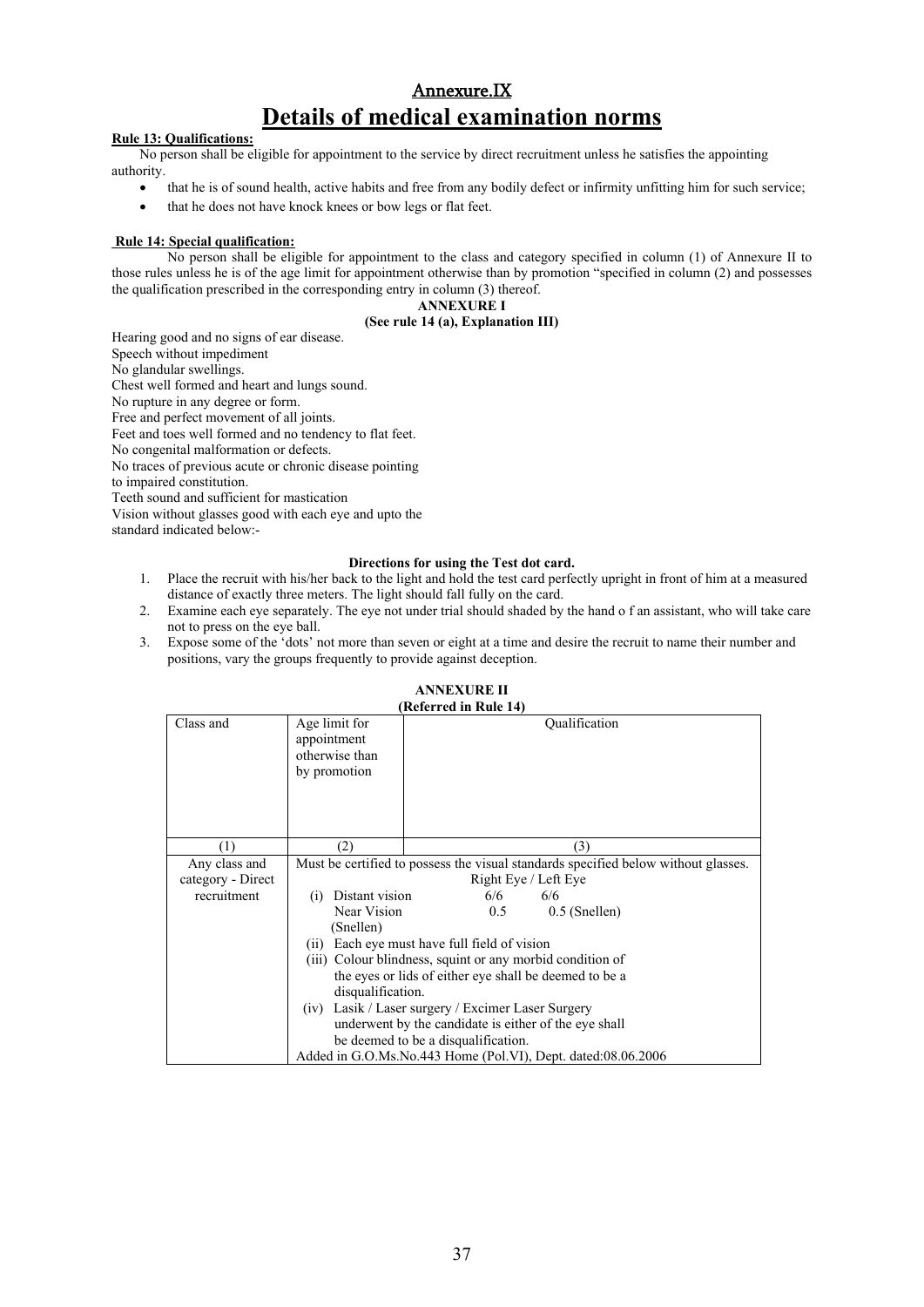# Annexure.IX

# Details of medical examination norms

**Rule 13: Qualifications:**

No person shall be eligible for appointment to the service by direct recruitment unless he satisfies the appointing authority.

- that he is of sound health, active habits and free from any bodily defect or infirmity unfitting him for such service;
- that he does not have knock knees or bow legs or flat feet.

**Rule 14: Special qualification:**

No person shall be eligible for appointment to the class and category specified in column (1) of Annexure II to those rules unless he is of the age limit for appointment otherwise than by promotion "specified in column (2) and possesses the qualification prescribed in the corresponding entry in column (3) thereof.

**ANNEXURE I**

**(See rule 14 (a), Explanation III)**

Hearing good and no signs of ear disease.
Speech without impediment
No glandular swellings.
Chest well formed and heart and lungs sound.
No rupture in any degree or form.
Free and perfect movement of all joints.
Feet and toes well formed and no tendency to flat feet.
No congenital malformation or defects.
No traces of previous acute or chronic disease pointing to impaired constitution.
Teeth sound and sufficient for mastication
Vision without glasses good with each eye and upto the standard indicated below:-

**Directions for using the Test dot card.**

1. Place the recruit with his/her back to the light and hold the test card perfectly upright in front of him at a measured distance of exactly three meters. The light should fall fully on the card.
2. Examine each eye separately. The eye not under trial should shaded by the hand o f an assistant, who will take care not to press on the eye ball.
3. Expose some of the 'dots' not more than seven or eight at a time and desire the recruit to name their number and positions, vary the groups frequently to provide against deception.

**ANNEXURE II**

**(Referred in Rule 14)**

| Class and | Age limit for appointment otherwise than by promotion | Qualification |
|---|---|---|
| (1) | (2) | (3) |
| Any class and category - Direct recruitment | Must be certified to possess the visual standards specified below without glasses.<br>Right Eye / Left Eye<br>(i) Distant vision 6/6 6/6<br>Near Vision 0.5 0.5 (Snellen)<br>(Snellen)<br>(ii) Each eye must have full field of vision<br>(iii) Colour blindness, squint or any morbid condition of the eyes or lids of either eye shall be deemed to be a disqualification.<br>(iv) Lasik / Laser surgery / Excimer Laser Surgery underwent by the candidate is either of the eye shall be deemed to be a disqualification.<br>Added in G.O.Ms.No.443 Home (Pol.VI), Dept. dated:08.06.2006 | |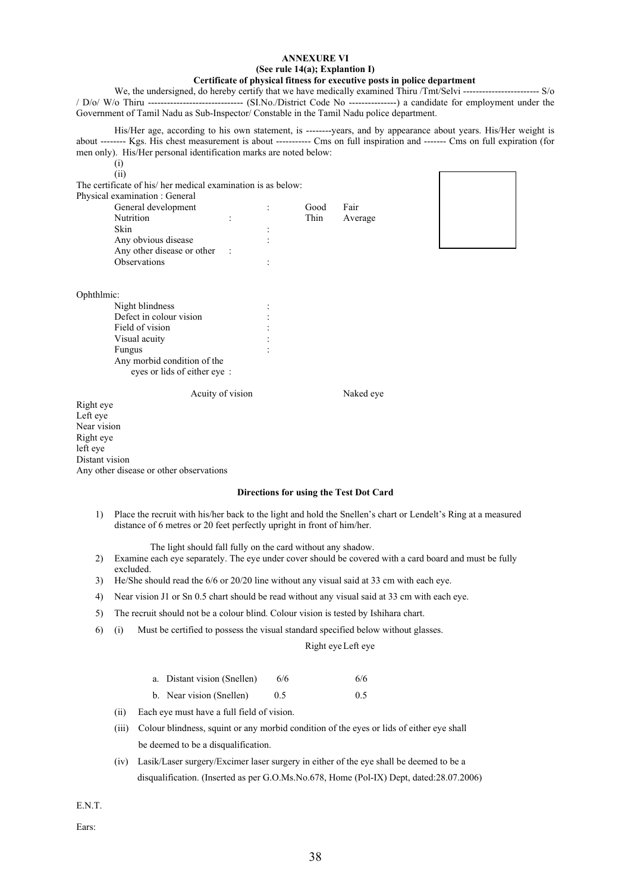**ANNEXURE VI**
**(See rule 14(a); Explantion I)**
**Certificate of physical fitness for executive posts in police department**

We, the undersigned, do hereby certify that we have medically examined Thiru /Tmt/Selvi ------------------------ S/o / D/o/ W/o Thiru ------------------------------ (SI.No./District Code No ---------------) a candidate for employment under the Government of Tamil Nadu as Sub-Inspector/ Constable in the Tamil Nadu police department.

His/Her age, according to his own statement, is --------years, and by appearance about years. His/Her weight is about -------- Kgs. His chest measurement is about ----------- Cms on full inspiration and ------- Cms on full expiration (for men only). His/Her personal identification marks are noted below:

(i)
(ii)

The certificate of his/ her medical examination is as below:

Physical examination : General

| | | | |
|---|---|---|---|
| General development | : | Good | Fair |
| Nutrition | : | Thin | Average |
| Skin | : | | |
| Any obvious disease | : | | |
| Any other disease or other Observations | : | | |

Ophthlmic:

| | |
|---|---|
| Night blindness | : |
| Defect in colour vision | : |
| Field of vision | : |
| Visual acuity | : |
| Fungus | : |
| Any morbid condition of the eyes or lids of either eye | : |

| | Acuity of vision | Naked eye |
|---|---|---|
| Right eye | | |
| Left eye | | |
| Near vision | | |
| Right eye | | |
| left eye | | |
| Distant vision | | |

Any other disease or other observations

**Directions for using the Test Dot Card**

1) Place the recruit with his/her back to the light and hold the Snellen's chart or Lendelt's Ring at a measured distance of 6 metres or 20 feet perfectly upright in front of him/her.

   The light should fall fully on the card without any shadow.
2) Examine each eye separately. The eye under cover should be covered with a card board and must be fully excluded.
3) He/She should read the 6/6 or 20/20 line without any visual said at 33 cm with each eye.
4) Near vision J1 or Sn 0.5 chart should be read without any visual said at 33 cm with each eye.
5) The recruit should not be a colour blind. Colour vision is tested by Ishihara chart.
6) (i) Must be certified to possess the visual standard specified below without glasses.

| | Right eye | Left eye |
|---|---|---|
| a. Distant vision (Snellen) | 6/6 | 6/6 |
| b. Near vision (Snellen) | 0.5 | 0.5 |

   (ii) Each eye must have a full field of vision.

   (iii) Colour blindness, squint or any morbid condition of the eyes or lids of either eye shall be deemed to be a disqualification.

   (iv) Lasik/Laser surgery/Excimer laser surgery in either of the eye shall be deemed to be a disqualification. (Inserted as per G.O.Ms.No.678, Home (Pol-IX) Dept, dated:28.07.2006)

E.N.T.

Ears: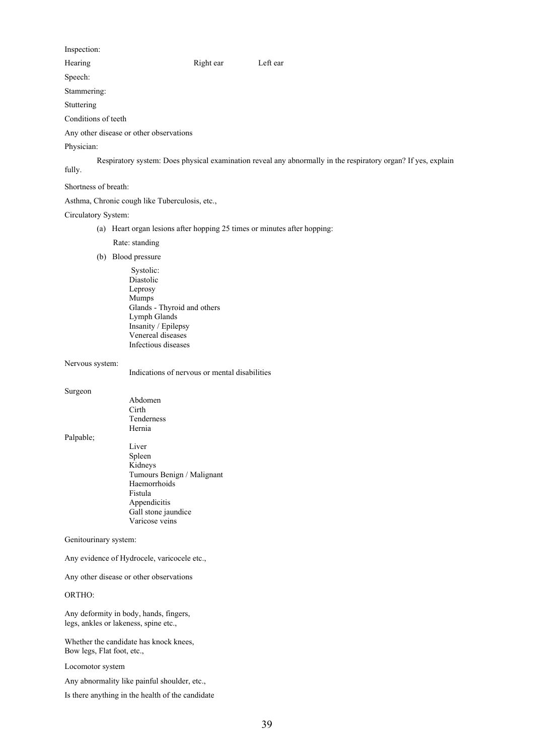Inspection:

Hearing Right ear Left ear

Speech:

Stammering:

Stuttering

Conditions of teeth

Any other disease or other observations

Physician:

Respiratory system: Does physical examination reveal any abnormally in the respiratory organ? If yes, explain fully.

Shortness of breath:

Asthma, Chronic cough like Tuberculosis, etc.,

Circulatory System:

(a) Heart organ lesions after hopping 25 times or minutes after hopping:

Rate: standing

(b) Blood pressure

Systolic:
Diastolic
Leprosy
Mumps
Glands - Thyroid and others
Lymph Glands
Insanity / Epilepsy
Venereal diseases
Infectious diseases

Nervous system:

Indications of nervous or mental disabilities

Surgeon

Abdomen
Cirth
Tenderness
Hernia

Palpable;

Liver
Spleen
Kidneys
Tumours Benign / Malignant
Haemorrhoids
Fistula
Appendicitis
Gall stone jaundice
Varicose veins

Genitourinary system:

Any evidence of Hydrocele, varicocele etc.,

Any other disease or other observations

ORTHO:

Any deformity in body, hands, fingers, legs, ankles or lakeness, spine etc.,

Whether the candidate has knock knees, Bow legs, Flat foot, etc.,

Locomotor system

Any abnormality like painful shoulder, etc.,

Is there anything in the health of the candidate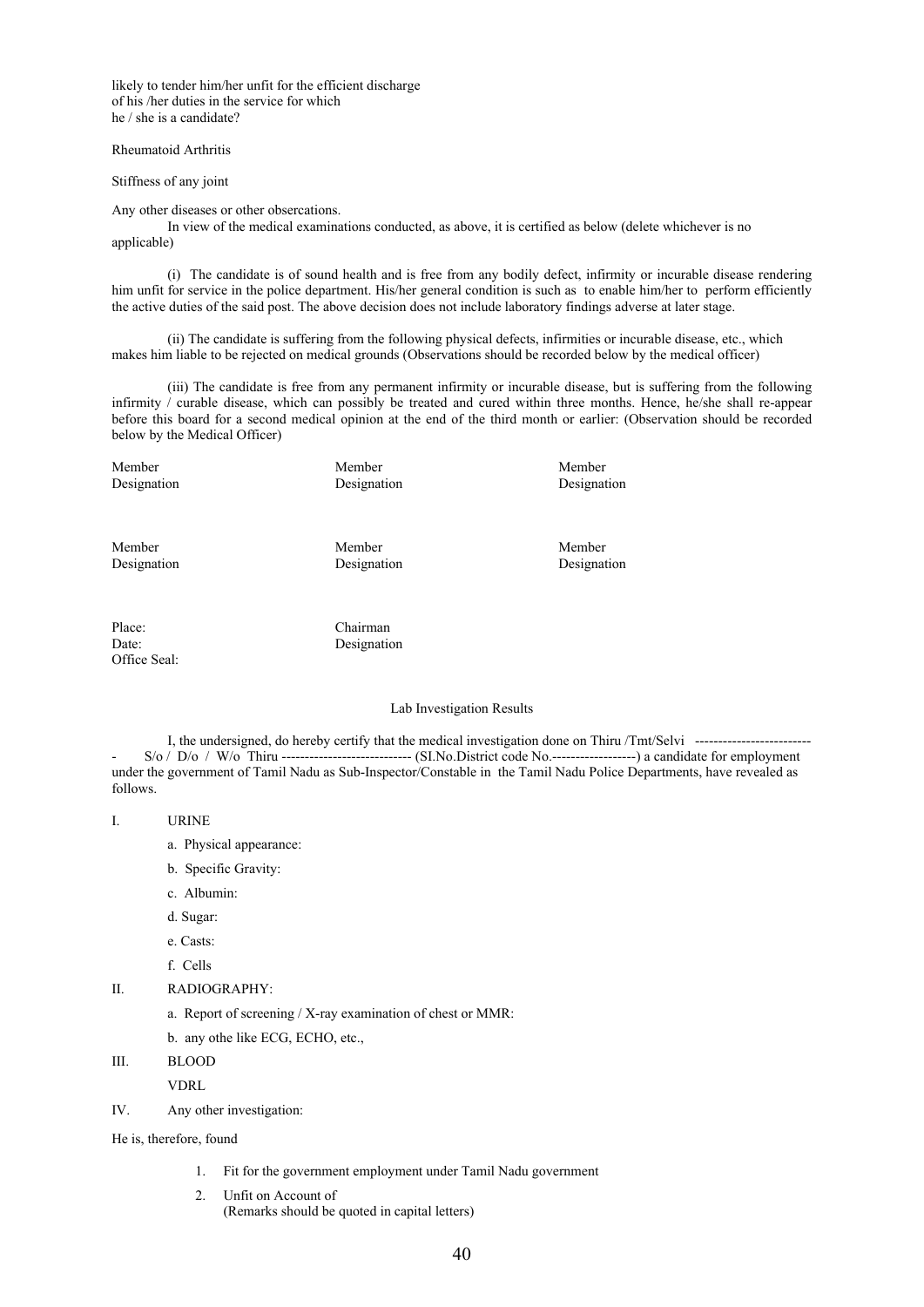likely to tender him/her unfit for the efficient discharge of his /her duties in the service for which he / she is a candidate?

Rheumatoid Arthritis

Stiffness of any joint

Any other diseases or other obsercations.

In view of the medical examinations conducted, as above, it is certified as below (delete whichever is no applicable)

(i) The candidate is of sound health and is free from any bodily defect, infirmity or incurable disease rendering him unfit for service in the police department. His/her general condition is such as to enable him/her to perform efficiently the active duties of the said post. The above decision does not include laboratory findings adverse at later stage.

(ii) The candidate is suffering from the following physical defects, infirmities or incurable disease, etc., which makes him liable to be rejected on medical grounds (Observations should be recorded below by the medical officer)

(iii) The candidate is free from any permanent infirmity or incurable disease, but is suffering from the following infirmity / curable disease, which can possibly be treated and cured within three months. Hence, he/she shall re-appear before this board for a second medical opinion at the end of the third month or earlier: (Observation should be recorded below by the Medical Officer)

| | | |
|---|---|---|
| Member<br>Designation | Member<br>Designation | Member<br>Designation |
| Member<br>Designation | Member<br>Designation | Member<br>Designation |
| Place:<br>Date:<br>Office Seal: | Chairman<br>Designation | |

Lab Investigation Results

I, the undersigned, do hereby certify that the medical investigation done on Thiru /Tmt/Selvi -------------------------- S/o / D/o / W/o Thiru ---------------------------- (SI.No.District code No.------------------) a candidate for employment under the government of Tamil Nadu as Sub-Inspector/Constable in the Tamil Nadu Police Departments, have revealed as follows.

I. URINE
   - a. Physical appearance:
   - b. Specific Gravity:
   - c. Albumin:
   - d. Sugar:
   - e. Casts:
   - f. Cells

II. RADIOGRAPHY:
   - a. Report of screening / X-ray examination of chest or MMR:
   - b. any othe like ECG, ECHO, etc.,

III. BLOOD
   
   VDRL

IV. Any other investigation:

He is, therefore, found

1. Fit for the government employment under Tamil Nadu government
2. Unfit on Account of
   (Remarks should be quoted in capital letters)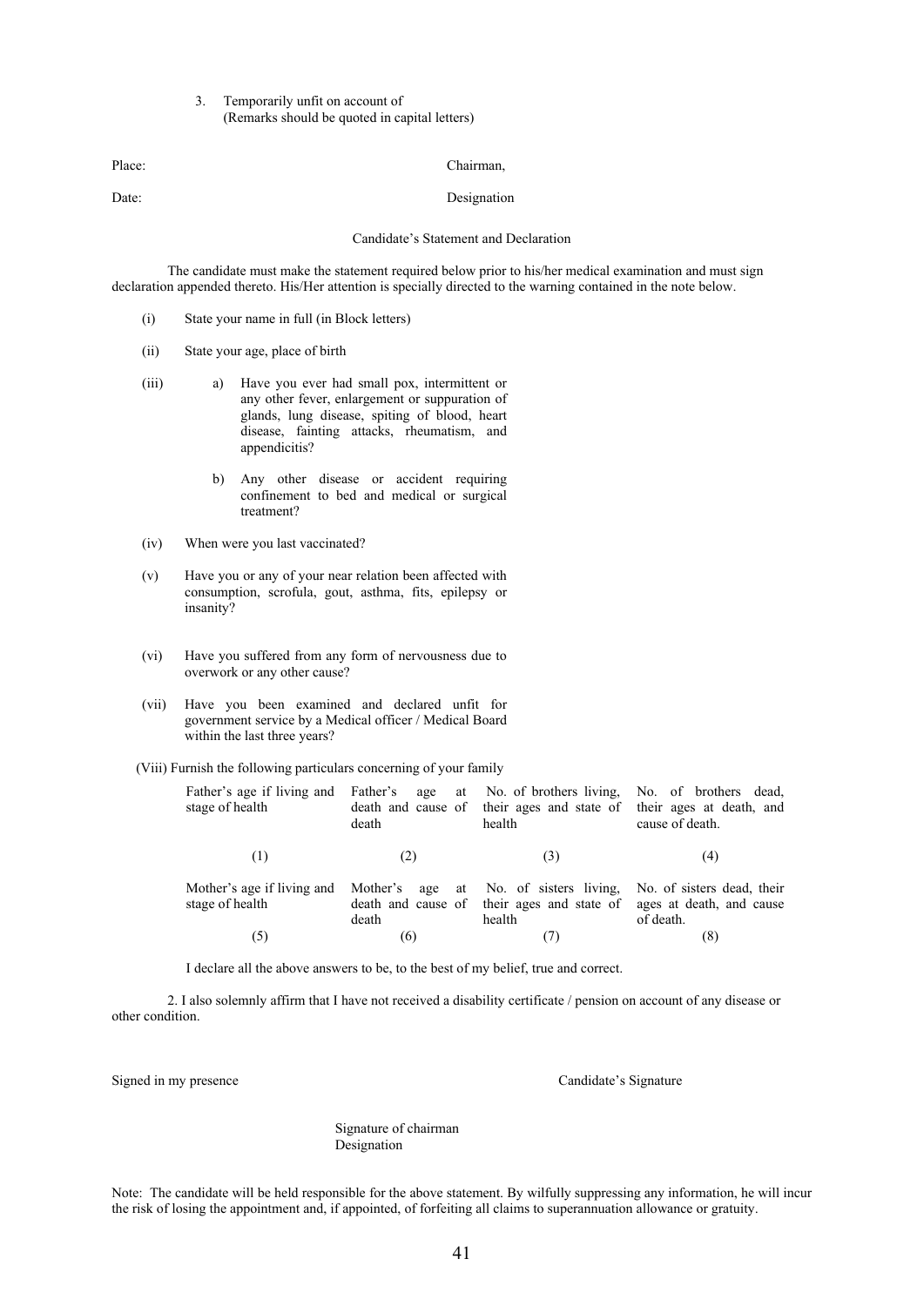3. Temporarily unfit on account of
   (Remarks should be quoted in capital letters)

Place: Chairman,

Date: Designation

## Candidate's Statement and Declaration

The candidate must make the statement required below prior to his/her medical examination and must sign declaration appended thereto. His/Her attention is specially directed to the warning contained in the note below.

(i) State your name in full (in Block letters)

(ii) State your age, place of birth

(iii) a) Have you ever had small pox, intermittent or any other fever, enlargement or suppuration of glands, lung disease, spiting of blood, heart disease, fainting attacks, rheumatism, and appendicitis?

b) Any other disease or accident requiring confinement to bed and medical or surgical treatment?

(iv) When were you last vaccinated?

(v) Have you or any of your near relation been affected with consumption, scrofula, gout, asthma, fits, epilepsy or insanity?

(vi) Have you suffered from any form of nervousness due to overwork or any other cause?

(vii) Have you been examined and declared unfit for government service by a Medical officer / Medical Board within the last three years?

(Viii) Furnish the following particulars concerning of your family

| Father's age if living and stage of health | Father's age at death and cause of death | No. of brothers living, their ages and state of health | No. of brothers dead, their ages at death, and cause of death. |
|---|---|---|---|
| (1) | (2) | (3) | (4) |
| Mother's age if living and stage of health | Mother's age at death and cause of death | No. of sisters living, their ages and state of health | No. of sisters dead, their ages at death, and cause of death. |
| (5) | (6) | (7) | (8) |

I declare all the above answers to be, to the best of my belief, true and correct.

2. I also solemnly affirm that I have not received a disability certificate / pension on account of any disease or other condition.

Signed in my presence Candidate's Signature

Signature of chairman
Designation

Note: The candidate will be held responsible for the above statement. By wilfully suppressing any information, he will incur the risk of losing the appointment and, if appointed, of forfeiting all claims to superannuation allowance or gratuity.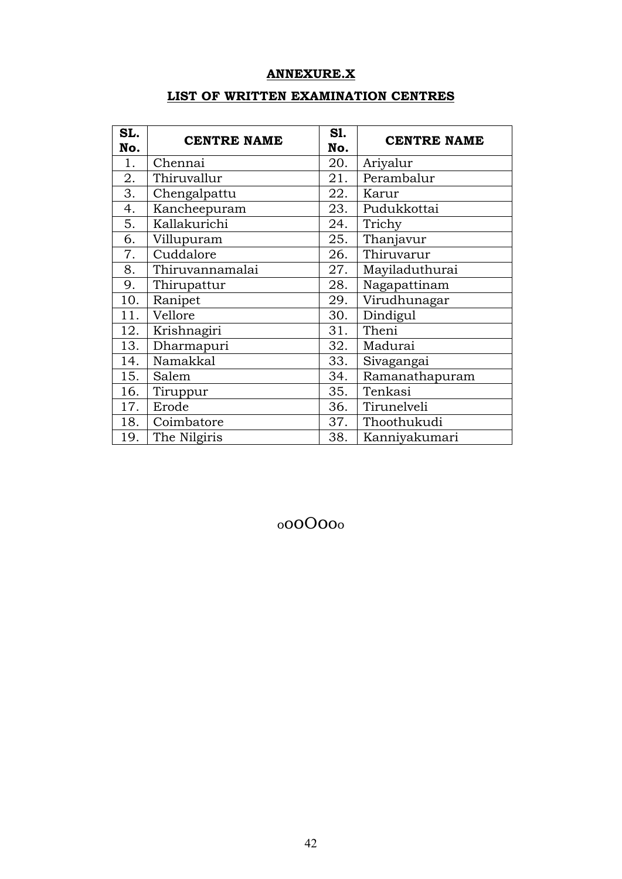**ANNEXURE.X**

**LIST OF WRITTEN EXAMINATION CENTRES**

| SL. No. | CENTRE NAME | Sl. No. | CENTRE NAME |
|---|---|---|---|
| 1. | Chennai | 20. | Ariyalur |
| 2. | Thiruvallur | 21. | Perambalur |
| 3. | Chengalpattu | 22. | Karur |
| 4. | Kancheepuram | 23. | Pudukkottai |
| 5. | Kallakurichi | 24. | Trichy |
| 6. | Villupuram | 25. | Thanjavur |
| 7. | Cuddalore | 26. | Thiruvarur |
| 8. | Thiruvannamalai | 27. | Mayiladuthurai |
| 9. | Thirupattur | 28. | Nagapattinam |
| 10. | Ranipet | 29. | Virudhunagar |
| 11. | Vellore | 30. | Dindigul |
| 12. | Krishnagiri | 31. | Theni |
| 13. | Dharmapuri | 32. | Madurai |
| 14. | Namakkal | 33. | Sivagangai |
| 15. | Salem | 34. | Ramanathapuram |
| 16. | Tiruppur | 35. | Tenkasi |
| 17. | Erode | 36. | Tirunelveli |
| 18. | Coimbatore | 37. | Thoothukudi |
| 19. | The Nilgiris | 38. | Kanniyakumari |

oooOooo